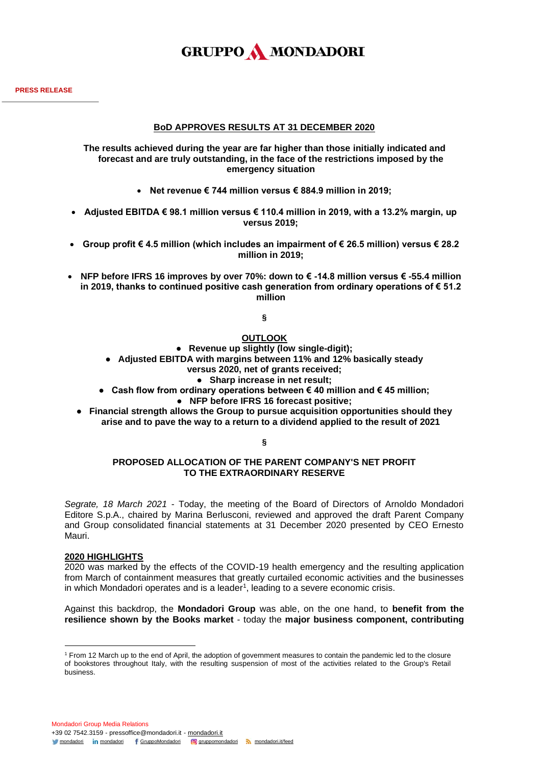# GRUPPO MONDADORI

**PRESS RELEASE**

## BoD APPROVES RESULTS AT 31 DECEMBER 2020

**The results achieved during the year are far higher than those initially indicated and forecast and are truly outstanding, in the face of the restrictions imposed by the emergency situation**

- **Net revenue € 744 million versus € 884.9 million in 2019;**
- **Adjusted EBITDA € 98.1 million versus € 110.4 million in 2019, with a 13.2% margin, up versus 2019;**
- **Group profit € 4.5 million (which includes an impairment of € 26.5 million) versus € 28.2 million in 2019;**
- **NFP before IFRS 16 improves by over 70%: down to € -14.8 million versus € -55.4 million in 2019, thanks to continued positive cash generation from ordinary operations of € 51.2 million**

§

## OUTLOOK

- **Revenue up slightly (low single-digit);**
- **Adjusted EBITDA with margins between 11% and 12% basically steady versus 2020, net of grants received;**
- **Sharp increase in net result;**
- **Cash flow from ordinary operations between € 40 million and € 45 million;**
- **NFP before IFRS 16 forecast positive;**
- **Financial strength allows the Group to pursue acquisition opportunities should they arise and to pave the way to a return to a dividend applied to the result of 2021**

§

## PROPOSED ALLOCATION OF THE PARENT COMPANY'S NET PROFIT TO THE EXTRAORDINARY RESERVE

*Segrate, 18 March 2021* - Today, the meeting of the Board of Directors of Arnoldo Mondadori Editore S.p.A., chaired by Marina Berlusconi, reviewed and approved the draft Parent Company and Group consolidated financial statements at 31 December 2020 presented by CEO Ernesto Mauri.

### 2020 HIGHLIGHTS

2020 was marked by the effects of the COVID-19 health emergency and the resulting application from March of containment measures that greatly curtailed economic activities and the businesses in which Mondadori operates and is a leader[1], leading to a severe economic crisis.

Against this backdrop, the **Mondadori Group** was able, on the one hand, to **benefit from the resilience shown by the Books market** - today the **major business component, contributing**

[1] From 12 March up to the end of April, the adoption of government measures to contain the pandemic led to the closure of bookstores throughout Italy, with the resulting suspension of most of the activities related to the Group's Retail business.

Mondadori Group Media Relations
+39 02 7542.3159 - pressoffice@mondadori.it - mondadori.it
mondadori | mondadori | GruppoMondadori | gruppomondadori | mondadori.it/feed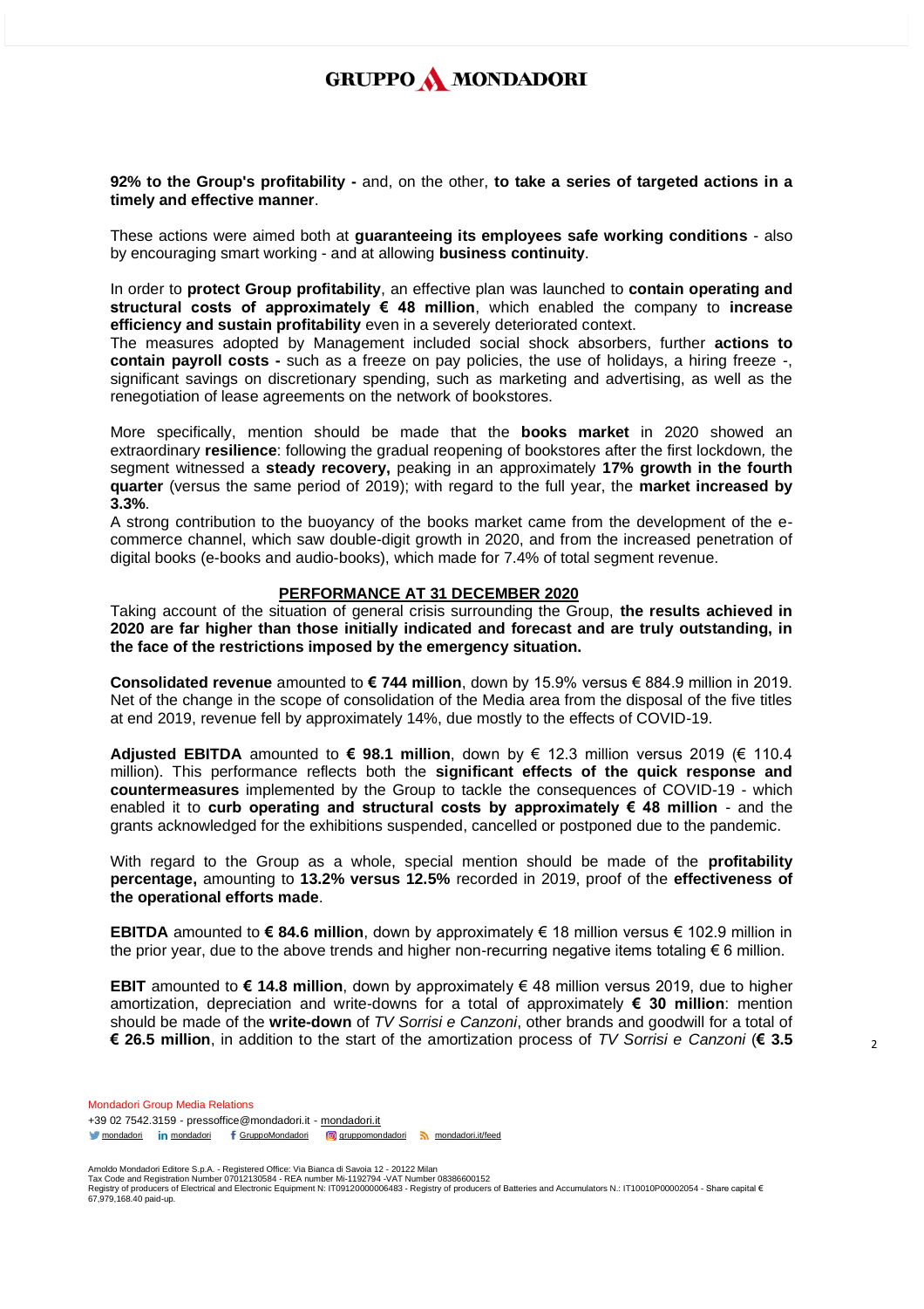**92% to the Group's profitability -** and, on the other, **to take a series of targeted actions in a timely and effective manner**.

These actions were aimed both at **guaranteeing its employees safe working conditions** - also by encouraging smart working - and at allowing **business continuity**.

In order to **protect Group profitability**, an effective plan was launched to **contain operating and structural costs of approximately € 48 million**, which enabled the company to **increase efficiency and sustain profitability** even in a severely deteriorated context.
The measures adopted by Management included social shock absorbers, further **actions to contain payroll costs -** such as a freeze on pay policies, the use of holidays, a hiring freeze -, significant savings on discretionary spending, such as marketing and advertising, as well as the renegotiation of lease agreements on the network of bookstores.

More specifically, mention should be made that the **books market** in 2020 showed an extraordinary **resilience**: following the gradual reopening of bookstores after the first lockdown, the segment witnessed a **steady recovery,** peaking in an approximately **17% growth in the fourth quarter** (versus the same period of 2019); with regard to the full year, the **market increased by 3.3%**.
A strong contribution to the buoyancy of the books market came from the development of the e-commerce channel, which saw double-digit growth in 2020, and from the increased penetration of digital books (e-books and audio-books), which made for 7.4% of total segment revenue.

## PERFORMANCE AT 31 DECEMBER 2020

Taking account of the situation of general crisis surrounding the Group, **the results achieved in 2020 are far higher than those initially indicated and forecast and are truly outstanding, in the face of the restrictions imposed by the emergency situation.**

**Consolidated revenue** amounted to **€ 744 million**, down by 15.9% versus € 884.9 million in 2019. Net of the change in the scope of consolidation of the Media area from the disposal of the five titles at end 2019, revenue fell by approximately 14%, due mostly to the effects of COVID-19.

**Adjusted EBITDA** amounted to **€ 98.1 million**, down by € 12.3 million versus 2019 (€ 110.4 million). This performance reflects both the **significant effects of the quick response and countermeasures** implemented by the Group to tackle the consequences of COVID-19 - which enabled it to **curb operating and structural costs by approximately € 48 million** - and the grants acknowledged for the exhibitions suspended, cancelled or postponed due to the pandemic.

With regard to the Group as a whole, special mention should be made of the **profitability percentage,** amounting to **13.2% versus 12.5%** recorded in 2019, proof of the **effectiveness of the operational efforts made**.

**EBITDA** amounted to **€ 84.6 million**, down by approximately € 18 million versus € 102.9 million in the prior year, due to the above trends and higher non-recurring negative items totaling € 6 million.

**EBIT** amounted to **€ 14.8 million**, down by approximately € 48 million versus 2019, due to higher amortization, depreciation and write-downs for a total of approximately **€ 30 million**: mention should be made of the **write-down** of *TV Sorrisi e Canzoni*, other brands and goodwill for a total of **€ 26.5 million**, in addition to the start of the amortization process of *TV Sorrisi e Canzoni* (**€ 3.5**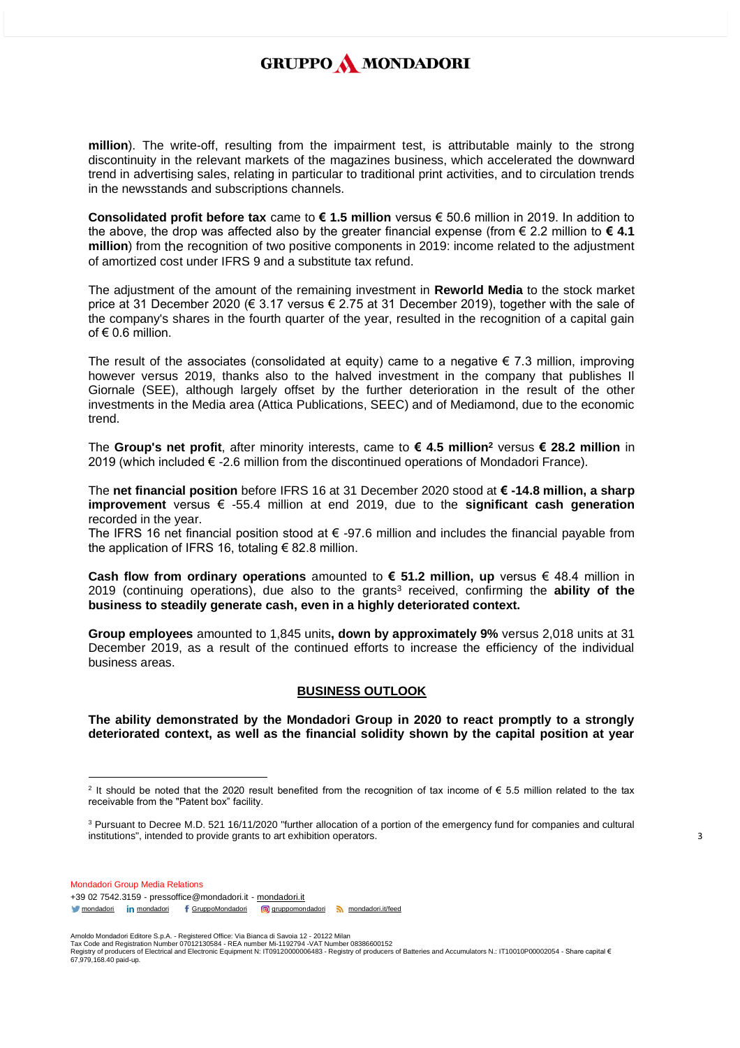**million**). The write-off, resulting from the impairment test, is attributable mainly to the strong discontinuity in the relevant markets of the magazines business, which accelerated the downward trend in advertising sales, relating in particular to traditional print activities, and to circulation trends in the newsstands and subscriptions channels.

**Consolidated profit before tax** came to **€ 1.5 million** versus € 50.6 million in 2019. In addition to the above, the drop was affected also by the greater financial expense (from € 2.2 million to **€ 4.1 million**) from the recognition of two positive components in 2019: income related to the adjustment of amortized cost under IFRS 9 and a substitute tax refund.

The adjustment of the amount of the remaining investment in **Reworld Media** to the stock market price at 31 December 2020 (€ 3.17 versus € 2.75 at 31 December 2019), together with the sale of the company's shares in the fourth quarter of the year, resulted in the recognition of a capital gain of € 0.6 million.

The result of the associates (consolidated at equity) came to a negative € 7.3 million, improving however versus 2019, thanks also to the halved investment in the company that publishes Il Giornale (SEE), although largely offset by the further deterioration in the result of the other investments in the Media area (Attica Publications, SEEC) and of Mediamond, due to the economic trend.

The **Group's net profit**, after minority interests, came to **€ 4.5 million**[2] versus **€ 28.2 million** in 2019 (which included € -2.6 million from the discontinued operations of Mondadori France).

The **net financial position** before IFRS 16 at 31 December 2020 stood at **€ -14.8 million, a sharp improvement** versus € -55.4 million at end 2019, due to the **significant cash generation** recorded in the year.
The IFRS 16 net financial position stood at € -97.6 million and includes the financial payable from the application of IFRS 16, totaling € 82.8 million.

**Cash flow from ordinary operations** amounted to **€ 51.2 million, up** versus € 48.4 million in 2019 (continuing operations), due also to the grants[3] received, confirming the **ability of the business to steadily generate cash, even in a highly deteriorated context.**

**Group employees** amounted to 1,845 units**, down by approximately 9%** versus 2,018 units at 31 December 2019, as a result of the continued efforts to increase the efficiency of the individual business areas.

## BUSINESS OUTLOOK

**The ability demonstrated by the Mondadori Group in 2020 to react promptly to a strongly deteriorated context, as well as the financial solidity shown by the capital position at year**

---

[2] It should be noted that the 2020 result benefited from the recognition of tax income of € 5.5 million related to the tax receivable from the "Patent box" facility.

[3] Pursuant to Decree M.D. 521 16/11/2020 "further allocation of a portion of the emergency fund for companies and cultural institutions", intended to provide grants to art exhibition operators.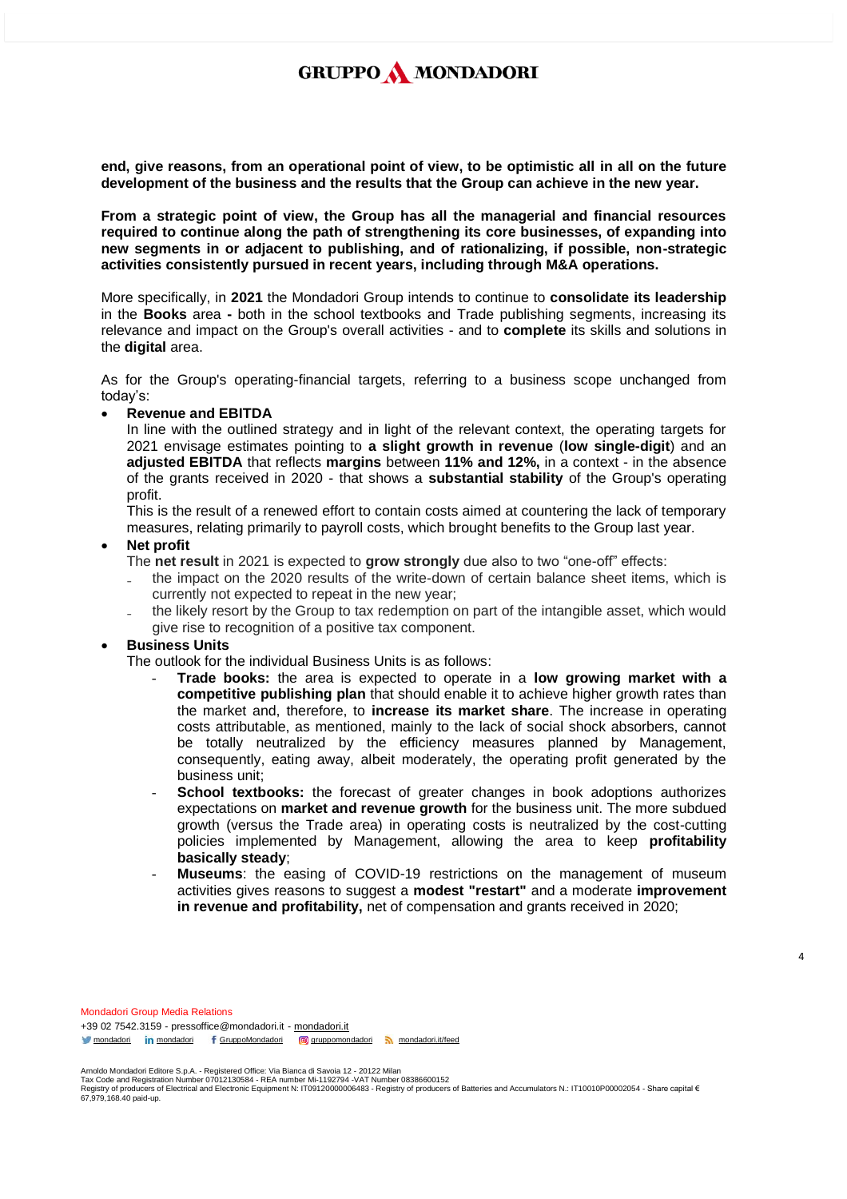**end, give reasons, from an operational point of view, to be optimistic all in all on the future development of the business and the results that the Group can achieve in the new year.**

**From a strategic point of view, the Group has all the managerial and financial resources required to continue along the path of strengthening its core businesses, of expanding into new segments in or adjacent to publishing, and of rationalizing, if possible, non-strategic activities consistently pursued in recent years, including through M&A operations.**

More specifically, in **2021** the Mondadori Group intends to continue to **consolidate its leadership** in the **Books** area **-** both in the school textbooks and Trade publishing segments, increasing its relevance and impact on the Group's overall activities - and to **complete** its skills and solutions in the **digital** area.

As for the Group's operating-financial targets, referring to a business scope unchanged from today's:

- **Revenue and EBITDA**
  In line with the outlined strategy and in light of the relevant context, the operating targets for 2021 envisage estimates pointing to **a slight growth in revenue** (**low single-digit**) and an **adjusted EBITDA** that reflects **margins** between **11% and 12%,** in a context - in the absence of the grants received in 2020 - that shows a **substantial stability** of the Group's operating profit.
  This is the result of a renewed effort to contain costs aimed at countering the lack of temporary measures, relating primarily to payroll costs, which brought benefits to the Group last year.
- **Net profit**
  The **net result** in 2021 is expected to **grow strongly** due also to two "one-off" effects:
  - the impact on the 2020 results of the write-down of certain balance sheet items, which is currently not expected to repeat in the new year;
  - the likely resort by the Group to tax redemption on part of the intangible asset, which would give rise to recognition of a positive tax component.
- **Business Units**
  The outlook for the individual Business Units is as follows:
  - **Trade books:** the area is expected to operate in a **low growing market with a competitive publishing plan** that should enable it to achieve higher growth rates than the market and, therefore, to **increase its market share**. The increase in operating costs attributable, as mentioned, mainly to the lack of social shock absorbers, cannot be totally neutralized by the efficiency measures planned by Management, consequently, eating away, albeit moderately, the operating profit generated by the business unit;
  - **School textbooks:** the forecast of greater changes in book adoptions authorizes expectations on **market and revenue growth** for the business unit. The more subdued growth (versus the Trade area) in operating costs is neutralized by the cost-cutting policies implemented by Management, allowing the area to keep **profitability basically steady**;
  - **Museums**: the easing of COVID-19 restrictions on the management of museum activities gives reasons to suggest a **modest "restart"** and a moderate **improvement in revenue and profitability,** net of compensation and grants received in 2020;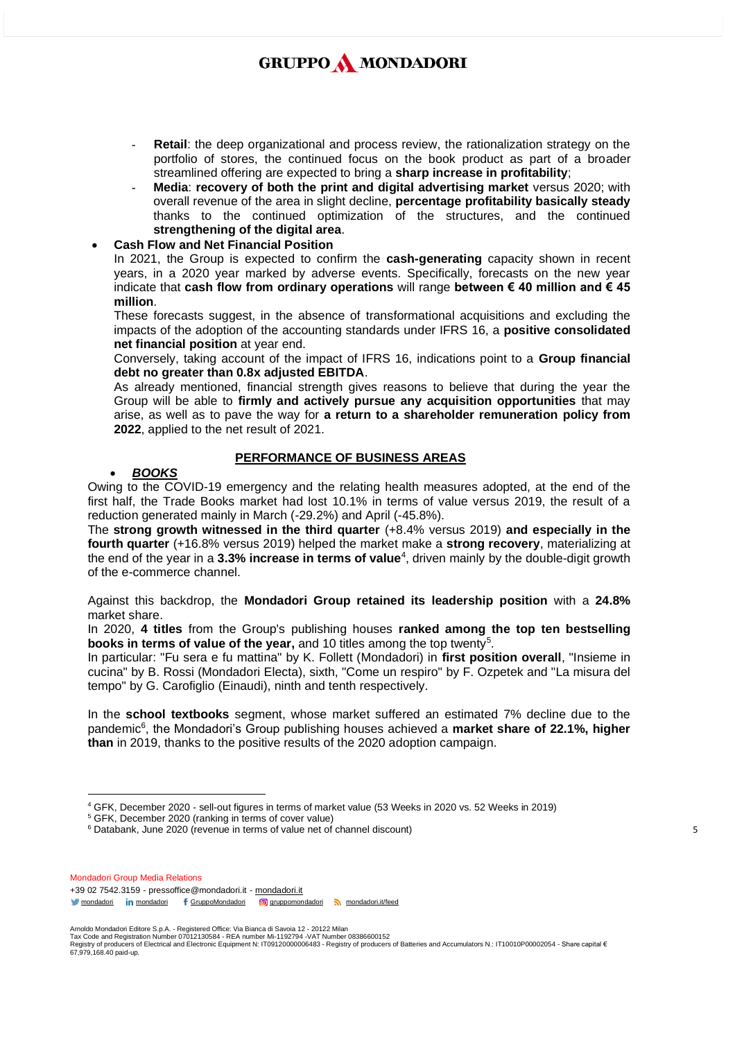- **Retail**: the deep organizational and process review, the rationalization strategy on the portfolio of stores, the continued focus on the book product as part of a broader streamlined offering are expected to bring a **sharp increase in profitability**;
- **Media**: **recovery of both the print and digital advertising market** versus 2020; with overall revenue of the area in slight decline, **percentage profitability basically steady** thanks to the continued optimization of the structures, and the continued **strengthening of the digital area**.

- **Cash Flow and Net Financial Position**

  In 2021, the Group is expected to confirm the **cash-generating** capacity shown in recent years, in a 2020 year marked by adverse events. Specifically, forecasts on the new year indicate that **cash flow from ordinary operations** will range **between € 40 million and € 45 million**.

  These forecasts suggest, in the absence of transformational acquisitions and excluding the impacts of the adoption of the accounting standards under IFRS 16, a **positive consolidated net financial position** at year end.

  Conversely, taking account of the impact of IFRS 16, indications point to a **Group financial debt no greater than 0.8x adjusted EBITDA**.

  As already mentioned, financial strength gives reasons to believe that during the year the Group will be able to **firmly and actively pursue any acquisition opportunities** that may arise, as well as to pave the way for **a return to a shareholder remuneration policy from 2022**, applied to the net result of 2021.

## PERFORMANCE OF BUSINESS AREAS

- ***BOOKS***

Owing to the COVID-19 emergency and the relating health measures adopted, at the end of the first half, the Trade Books market had lost 10.1% in terms of value versus 2019, the result of a reduction generated mainly in March (-29.2%) and April (-45.8%).

The **strong growth witnessed in the third quarter** (+8.4% versus 2019) **and especially in the fourth quarter** (+16.8% versus 2019) helped the market make a **strong recovery**, materializing at the end of the year in a **3.3% increase in terms of value**[4], driven mainly by the double-digit growth of the e-commerce channel.

Against this backdrop, the **Mondadori Group retained its leadership position** with a **24.8%** market share.

In 2020, **4 titles** from the Group's publishing houses **ranked among the top ten bestselling books in terms of value of the year,** and 10 titles among the top twenty[5].

In particular: "Fu sera e fu mattina" by K. Follett (Mondadori) in **first position overall**, "Insieme in cucina" by B. Rossi (Mondadori Electa), sixth, "Come un respiro" by F. Ozpetek and "La misura del tempo" by G. Carofiglio (Einaudi), ninth and tenth respectively.

In the **school textbooks** segment, whose market suffered an estimated 7% decline due to the pandemic[6], the Mondadori's Group publishing houses achieved a **market share of 22.1%, higher than** in 2019, thanks to the positive results of the 2020 adoption campaign.

---

[4] GFK, December 2020 - sell-out figures in terms of market value (53 Weeks in 2020 vs. 52 Weeks in 2019)

[5] GFK, December 2020 (ranking in terms of cover value)

[6] Databank, June 2020 (revenue in terms of value net of channel discount)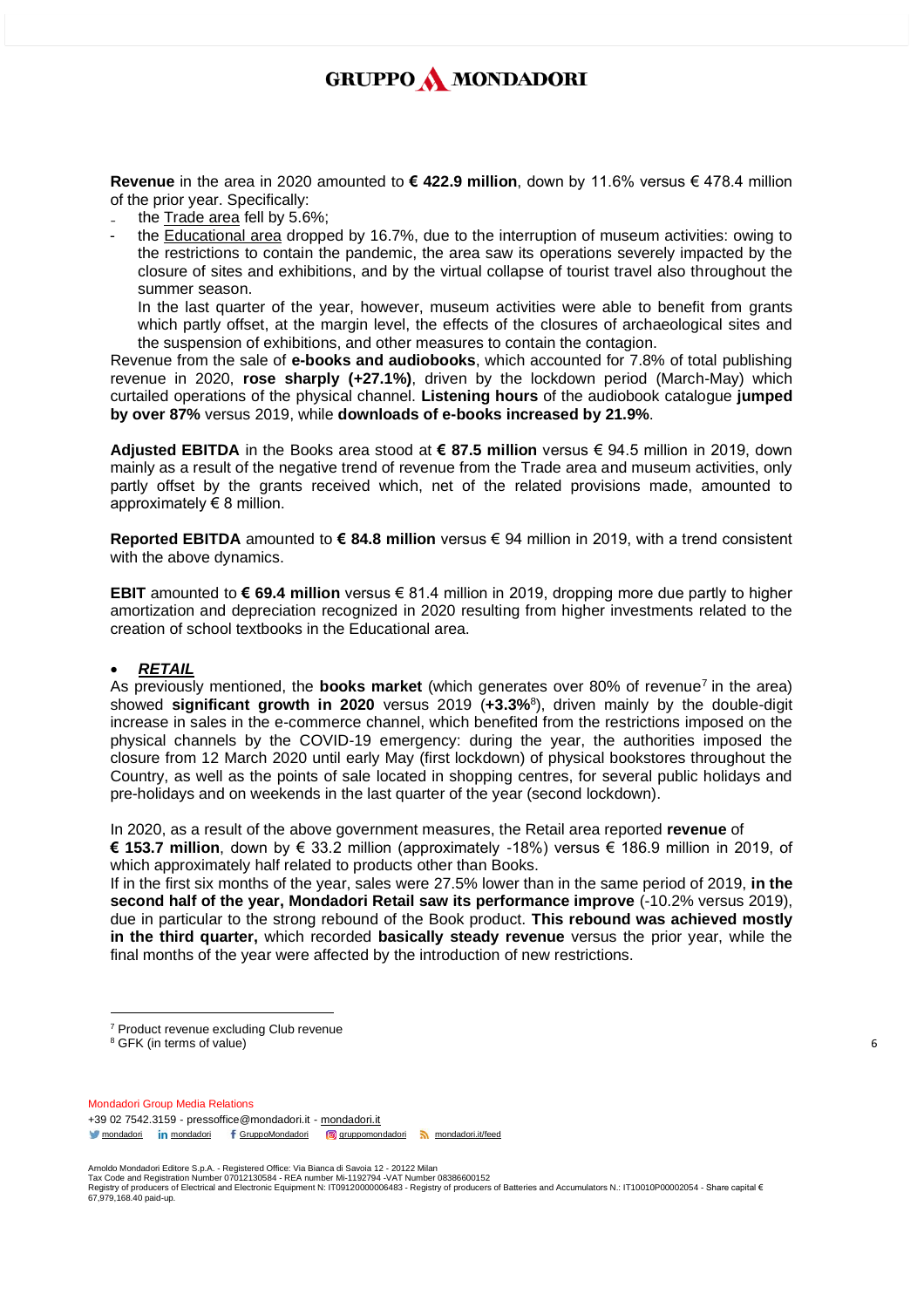**Revenue** in the area in 2020 amounted to **€ 422.9 million**, down by 11.6% versus € 478.4 million of the prior year. Specifically:

- the Trade area fell by 5.6%;
- the Educational area dropped by 16.7%, due to the interruption of museum activities: owing to the restrictions to contain the pandemic, the area saw its operations severely impacted by the closure of sites and exhibitions, and by the virtual collapse of tourist travel also throughout the summer season.

  In the last quarter of the year, however, museum activities were able to benefit from grants which partly offset, at the margin level, the effects of the closures of archaeological sites and the suspension of exhibitions, and other measures to contain the contagion.

Revenue from the sale of **e-books and audiobooks**, which accounted for 7.8% of total publishing revenue in 2020, **rose sharply (+27.1%)**, driven by the lockdown period (March-May) which curtailed operations of the physical channel. **Listening hours** of the audiobook catalogue **jumped by over 87%** versus 2019, while **downloads of e-books increased by 21.9%**.

**Adjusted EBITDA** in the Books area stood at **€ 87.5 million** versus € 94.5 million in 2019, down mainly as a result of the negative trend of revenue from the Trade area and museum activities, only partly offset by the grants received which, net of the related provisions made, amounted to approximately € 8 million.

**Reported EBITDA** amounted to **€ 84.8 million** versus € 94 million in 2019, with a trend consistent with the above dynamics.

**EBIT** amounted to **€ 69.4 million** versus € 81.4 million in 2019, dropping more due partly to higher amortization and depreciation recognized in 2020 resulting from higher investments related to the creation of school textbooks in the Educational area.

- ***RETAIL***

As previously mentioned, the **books market** (which generates over 80% of revenue[7] in the area) showed **significant growth in 2020** versus 2019 (**+3.3%**[8]), driven mainly by the double-digit increase in sales in the e-commerce channel, which benefited from the restrictions imposed on the physical channels by the COVID-19 emergency: during the year, the authorities imposed the closure from 12 March 2020 until early May (first lockdown) of physical bookstores throughout the Country, as well as the points of sale located in shopping centres, for several public holidays and pre-holidays and on weekends in the last quarter of the year (second lockdown).

In 2020, as a result of the above government measures, the Retail area reported **revenue** of **€ 153.7 million**, down by € 33.2 million (approximately -18%) versus € 186.9 million in 2019, of which approximately half related to products other than Books.

If in the first six months of the year, sales were 27.5% lower than in the same period of 2019, **in the second half of the year, Mondadori Retail saw its performance improve** (-10.2% versus 2019), due in particular to the strong rebound of the Book product. **This rebound was achieved mostly in the third quarter,** which recorded **basically steady revenue** versus the prior year, while the final months of the year were affected by the introduction of new restrictions.

---

[7] Product revenue excluding Club revenue

[8] GFK (in terms of value)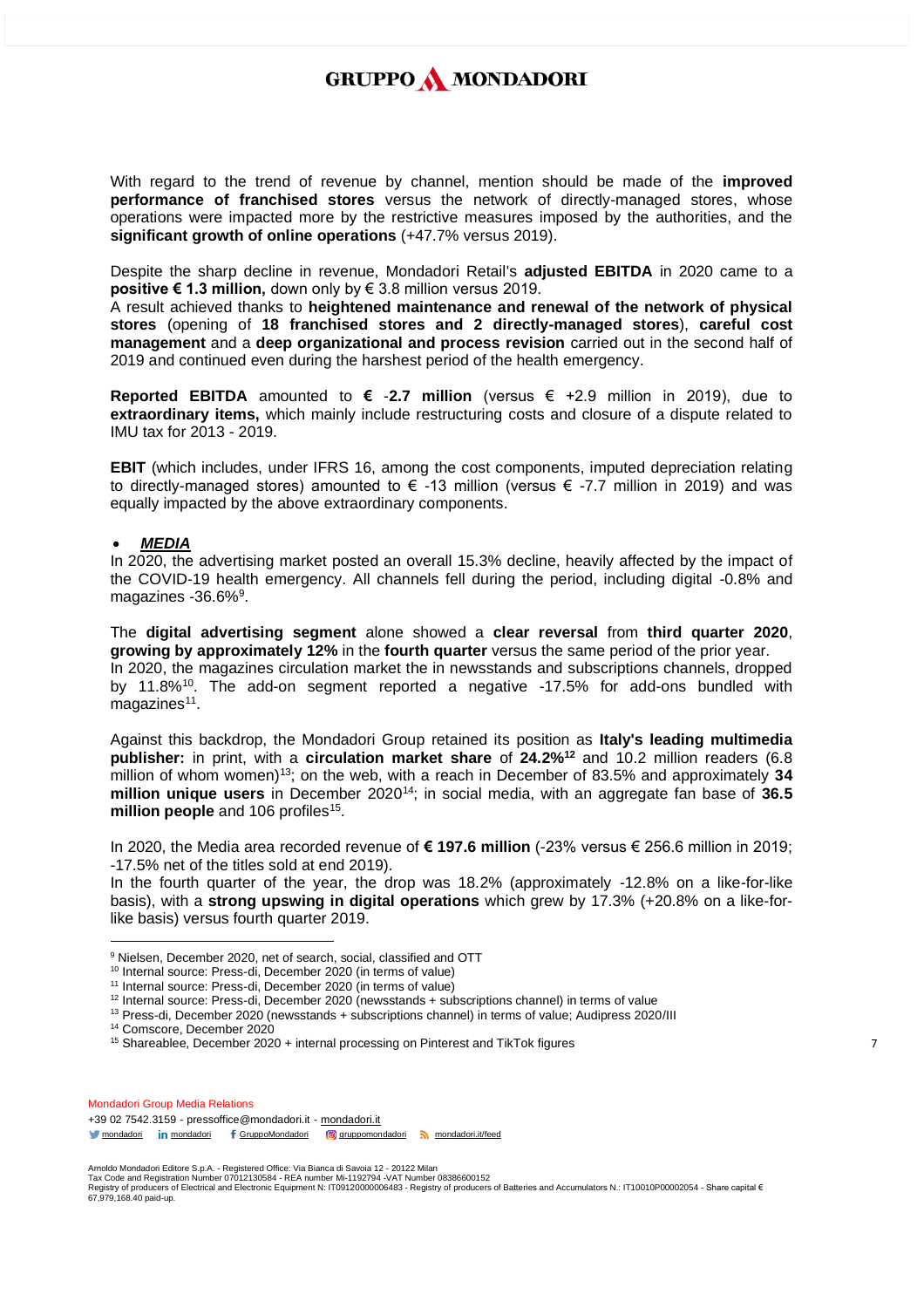With regard to the trend of revenue by channel, mention should be made of the **improved performance of franchised stores** versus the network of directly-managed stores, whose operations were impacted more by the restrictive measures imposed by the authorities, and the **significant growth of online operations** (+47.7% versus 2019).

Despite the sharp decline in revenue, Mondadori Retail's **adjusted EBITDA** in 2020 came to a **positive € 1.3 million,** down only by € 3.8 million versus 2019.
A result achieved thanks to **heightened maintenance and renewal of the network of physical stores** (opening of **18 franchised stores and 2 directly-managed stores**), **careful cost management** and a **deep organizational and process revision** carried out in the second half of 2019 and continued even during the harshest period of the health emergency.

**Reported EBITDA** amounted to **€ -2.7 million** (versus € +2.9 million in 2019), due to **extraordinary items,** which mainly include restructuring costs and closure of a dispute related to IMU tax for 2013 - 2019.

**EBIT** (which includes, under IFRS 16, among the cost components, imputed depreciation relating to directly-managed stores) amounted to € -13 million (versus € -7.7 million in 2019) and was equally impacted by the above extraordinary components.

- ***MEDIA***

In 2020, the advertising market posted an overall 15.3% decline, heavily affected by the impact of the COVID-19 health emergency. All channels fell during the period, including digital -0.8% and magazines -36.6%[9].

The **digital advertising segment** alone showed a **clear reversal** from **third quarter 2020**, **growing by approximately 12%** in the **fourth quarter** versus the same period of the prior year.
In 2020, the magazines circulation market the in newsstands and subscriptions channels, dropped by 11.8%[10]. The add-on segment reported a negative -17.5% for add-ons bundled with magazines[11].

Against this backdrop, the Mondadori Group retained its position as **Italy's leading multimedia publisher:** in print, with a **circulation market share** of **24.2%[12]** and 10.2 million readers (6.8 million of whom women)[13]; on the web, with a reach in December of 83.5% and approximately **34 million unique users** in December 2020[14]; in social media, with an aggregate fan base of **36.5 million people** and 106 profiles[15].

In 2020, the Media area recorded revenue of **€ 197.6 million** (-23% versus € 256.6 million in 2019; -17.5% net of the titles sold at end 2019).
In the fourth quarter of the year, the drop was 18.2% (approximately -12.8% on a like-for-like basis), with a **strong upswing in digital operations** which grew by 17.3% (+20.8% on a like-for-like basis) versus fourth quarter 2019.

---

[9] Nielsen, December 2020, net of search, social, classified and OTT
[10] Internal source: Press-di, December 2020 (in terms of value)
[11] Internal source: Press-di, December 2020 (in terms of value)
[12] Internal source: Press-di, December 2020 (newsstands + subscriptions channel) in terms of value
[13] Press-di, December 2020 (newsstands + subscriptions channel) in terms of value; Audipress 2020/III
[14] Comscore, December 2020
[15] Shareablee, December 2020 + internal processing on Pinterest and TikTok figures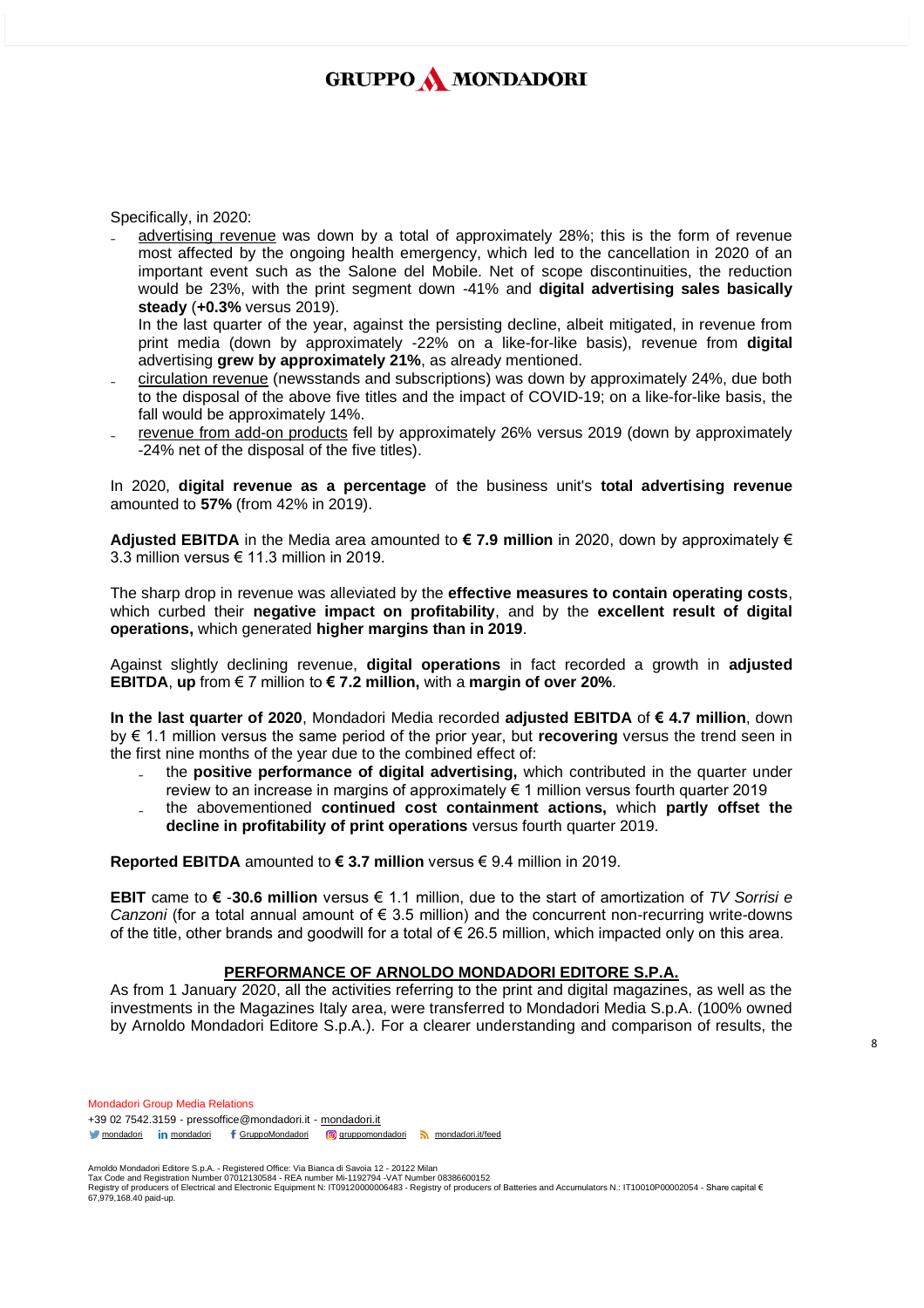Specifically, in 2020:

- advertising revenue was down by a total of approximately 28%; this is the form of revenue most affected by the ongoing health emergency, which led to the cancellation in 2020 of an important event such as the Salone del Mobile. Net of scope discontinuities, the reduction would be 23%, with the print segment down -41% and **digital advertising sales basically steady** (**+0.3%** versus 2019).

  In the last quarter of the year, against the persisting decline, albeit mitigated, in revenue from print media (down by approximately -22% on a like-for-like basis), revenue from **digital** advertising **grew by approximately 21%**, as already mentioned.
- circulation revenue (newsstands and subscriptions) was down by approximately 24%, due both to the disposal of the above five titles and the impact of COVID-19; on a like-for-like basis, the fall would be approximately 14%.
- revenue from add-on products fell by approximately 26% versus 2019 (down by approximately -24% net of the disposal of the five titles).

In 2020, **digital revenue as a percentage** of the business unit's **total advertising revenue** amounted to **57%** (from 42% in 2019).

**Adjusted EBITDA** in the Media area amounted to **€ 7.9 million** in 2020, down by approximately € 3.3 million versus € 11.3 million in 2019.

The sharp drop in revenue was alleviated by the **effective measures to contain operating costs**, which curbed their **negative impact on profitability**, and by the **excellent result of digital operations,** which generated **higher margins than in 2019**.

Against slightly declining revenue, **digital operations** in fact recorded a growth in **adjusted EBITDA**, **up** from € 7 million to **€ 7.2 million,** with a **margin of over 20%**.

**In the last quarter of 2020**, Mondadori Media recorded **adjusted EBITDA** of **€ 4.7 million**, down by € 1.1 million versus the same period of the prior year, but **recovering** versus the trend seen in the first nine months of the year due to the combined effect of:

- the **positive performance of digital advertising,** which contributed in the quarter under review to an increase in margins of approximately € 1 million versus fourth quarter 2019
- the abovementioned **continued cost containment actions,** which **partly offset the decline in profitability of print operations** versus fourth quarter 2019.

**Reported EBITDA** amounted to **€ 3.7 million** versus € 9.4 million in 2019.

**EBIT** came to **€ -30.6 million** versus € 1.1 million, due to the start of amortization of *TV Sorrisi e Canzoni* (for a total annual amount of € 3.5 million) and the concurrent non-recurring write-downs of the title, other brands and goodwill for a total of € 26.5 million, which impacted only on this area.

## PERFORMANCE OF ARNOLDO MONDADORI EDITORE S.P.A.

As from 1 January 2020, all the activities referring to the print and digital magazines, as well as the investments in the Magazines Italy area, were transferred to Mondadori Media S.p.A. (100% owned by Arnoldo Mondadori Editore S.p.A.). For a clearer understanding and comparison of results, the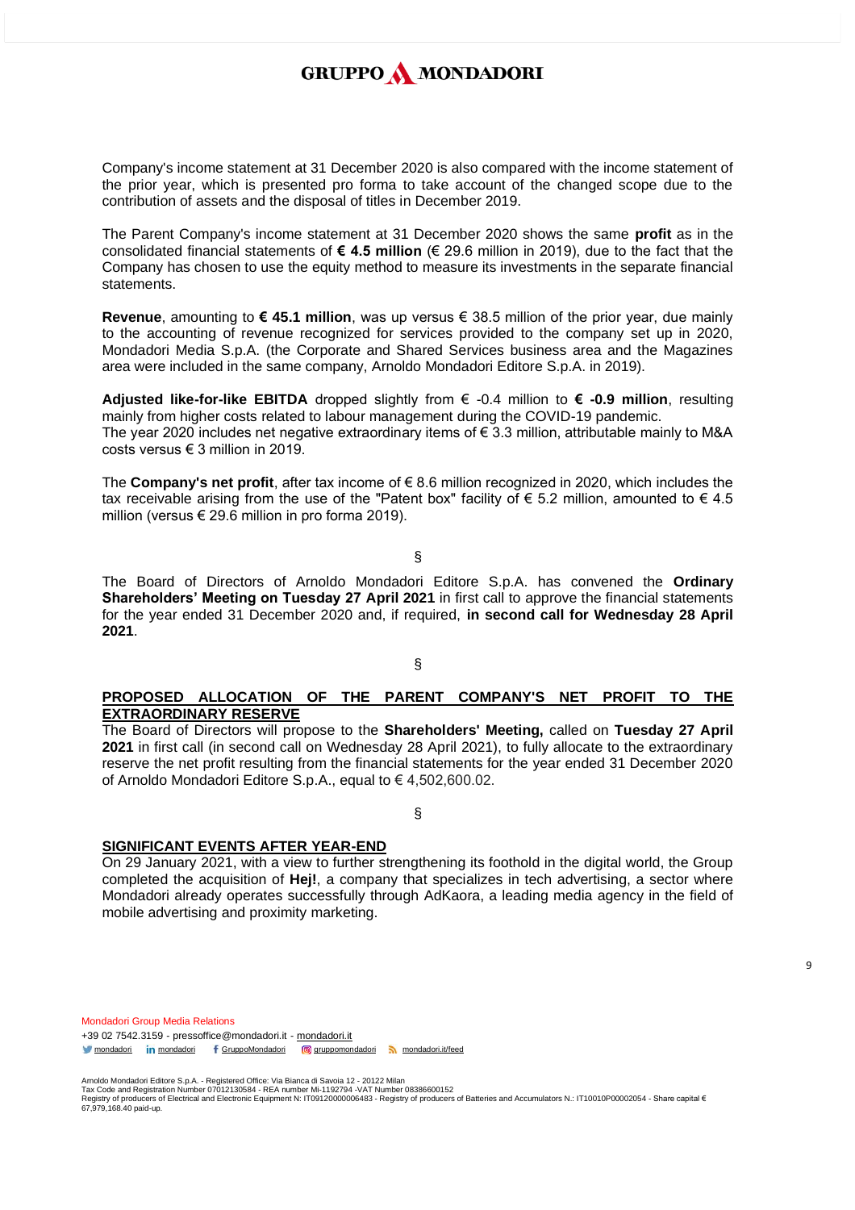Company's income statement at 31 December 2020 is also compared with the income statement of the prior year, which is presented pro forma to take account of the changed scope due to the contribution of assets and the disposal of titles in December 2019.

The Parent Company's income statement at 31 December 2020 shows the same **profit** as in the consolidated financial statements of **€ 4.5 million** (€ 29.6 million in 2019), due to the fact that the Company has chosen to use the equity method to measure its investments in the separate financial statements.

**Revenue**, amounting to **€ 45.1 million**, was up versus € 38.5 million of the prior year, due mainly to the accounting of revenue recognized for services provided to the company set up in 2020, Mondadori Media S.p.A. (the Corporate and Shared Services business area and the Magazines area were included in the same company, Arnoldo Mondadori Editore S.p.A. in 2019).

**Adjusted like-for-like EBITDA** dropped slightly from € -0.4 million to **€ -0.9 million**, resulting mainly from higher costs related to labour management during the COVID-19 pandemic.
The year 2020 includes net negative extraordinary items of € 3.3 million, attributable mainly to M&A costs versus € 3 million in 2019.

The **Company's net profit**, after tax income of € 8.6 million recognized in 2020, which includes the tax receivable arising from the use of the "Patent box" facility of € 5.2 million, amounted to € 4.5 million (versus € 29.6 million in pro forma 2019).

§

The Board of Directors of Arnoldo Mondadori Editore S.p.A. has convened the **Ordinary Shareholders' Meeting on Tuesday 27 April 2021** in first call to approve the financial statements for the year ended 31 December 2020 and, if required, **in second call for Wednesday 28 April 2021**.

§

## PROPOSED ALLOCATION OF THE PARENT COMPANY'S NET PROFIT TO THE EXTRAORDINARY RESERVE

The Board of Directors will propose to the **Shareholders' Meeting,** called on **Tuesday 27 April 2021** in first call (in second call on Wednesday 28 April 2021), to fully allocate to the extraordinary reserve the net profit resulting from the financial statements for the year ended 31 December 2020 of Arnoldo Mondadori Editore S.p.A., equal to € 4,502,600.02.

§

## SIGNIFICANT EVENTS AFTER YEAR-END

On 29 January 2021, with a view to further strengthening its foothold in the digital world, the Group completed the acquisition of **Hej!**, a company that specializes in tech advertising, a sector where Mondadori already operates successfully through AdKaora, a leading media agency in the field of mobile advertising and proximity marketing.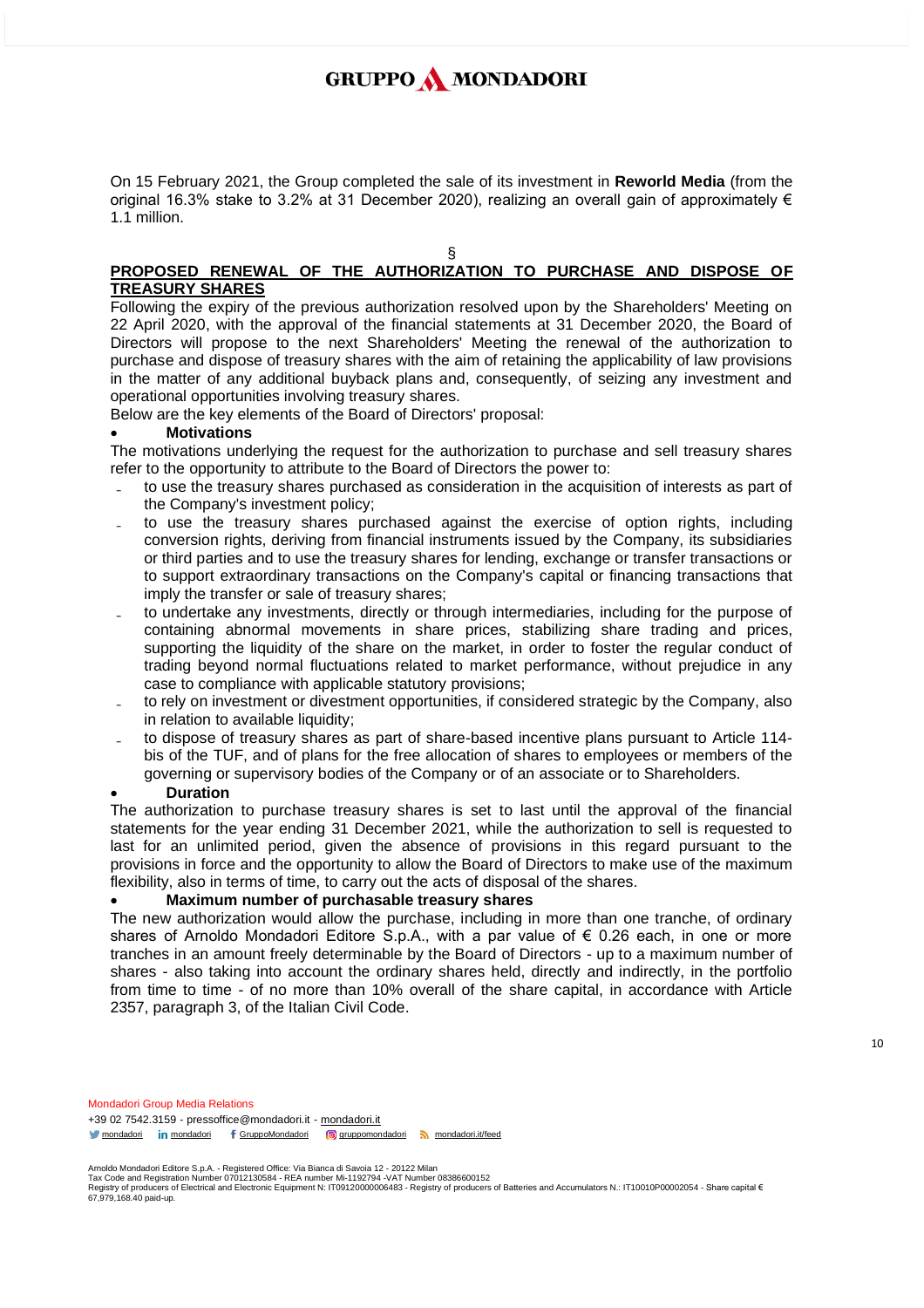On 15 February 2021, the Group completed the sale of its investment in **Reworld Media** (from the original 16.3% stake to 3.2% at 31 December 2020), realizing an overall gain of approximately € 1.1 million.

§

## PROPOSED RENEWAL OF THE AUTHORIZATION TO PURCHASE AND DISPOSE OF TREASURY SHARES

Following the expiry of the previous authorization resolved upon by the Shareholders' Meeting on 22 April 2020, with the approval of the financial statements at 31 December 2020, the Board of Directors will propose to the next Shareholders' Meeting the renewal of the authorization to purchase and dispose of treasury shares with the aim of retaining the applicability of law provisions in the matter of any additional buyback plans and, consequently, of seizing any investment and operational opportunities involving treasury shares.

Below are the key elements of the Board of Directors' proposal:

- **Motivations**

The motivations underlying the request for the authorization to purchase and sell treasury shares refer to the opportunity to attribute to the Board of Directors the power to:

- to use the treasury shares purchased as consideration in the acquisition of interests as part of the Company's investment policy;
- to use the treasury shares purchased against the exercise of option rights, including conversion rights, deriving from financial instruments issued by the Company, its subsidiaries or third parties and to use the treasury shares for lending, exchange or transfer transactions or to support extraordinary transactions on the Company's capital or financing transactions that imply the transfer or sale of treasury shares;
- to undertake any investments, directly or through intermediaries, including for the purpose of containing abnormal movements in share prices, stabilizing share trading and prices, supporting the liquidity of the share on the market, in order to foster the regular conduct of trading beyond normal fluctuations related to market performance, without prejudice in any case to compliance with applicable statutory provisions;
- to rely on investment or divestment opportunities, if considered strategic by the Company, also in relation to available liquidity;
- to dispose of treasury shares as part of share-based incentive plans pursuant to Article 114-bis of the TUF, and of plans for the free allocation of shares to employees or members of the governing or supervisory bodies of the Company or of an associate or to Shareholders.

- **Duration**

The authorization to purchase treasury shares is set to last until the approval of the financial statements for the year ending 31 December 2021, while the authorization to sell is requested to last for an unlimited period, given the absence of provisions in this regard pursuant to the provisions in force and the opportunity to allow the Board of Directors to make use of the maximum flexibility, also in terms of time, to carry out the acts of disposal of the shares.

- **Maximum number of purchasable treasury shares**

The new authorization would allow the purchase, including in more than one tranche, of ordinary shares of Arnoldo Mondadori Editore S.p.A., with a par value of € 0.26 each, in one or more tranches in an amount freely determinable by the Board of Directors - up to a maximum number of shares - also taking into account the ordinary shares held, directly and indirectly, in the portfolio from time to time - of no more than 10% overall of the share capital, in accordance with Article 2357, paragraph 3, of the Italian Civil Code.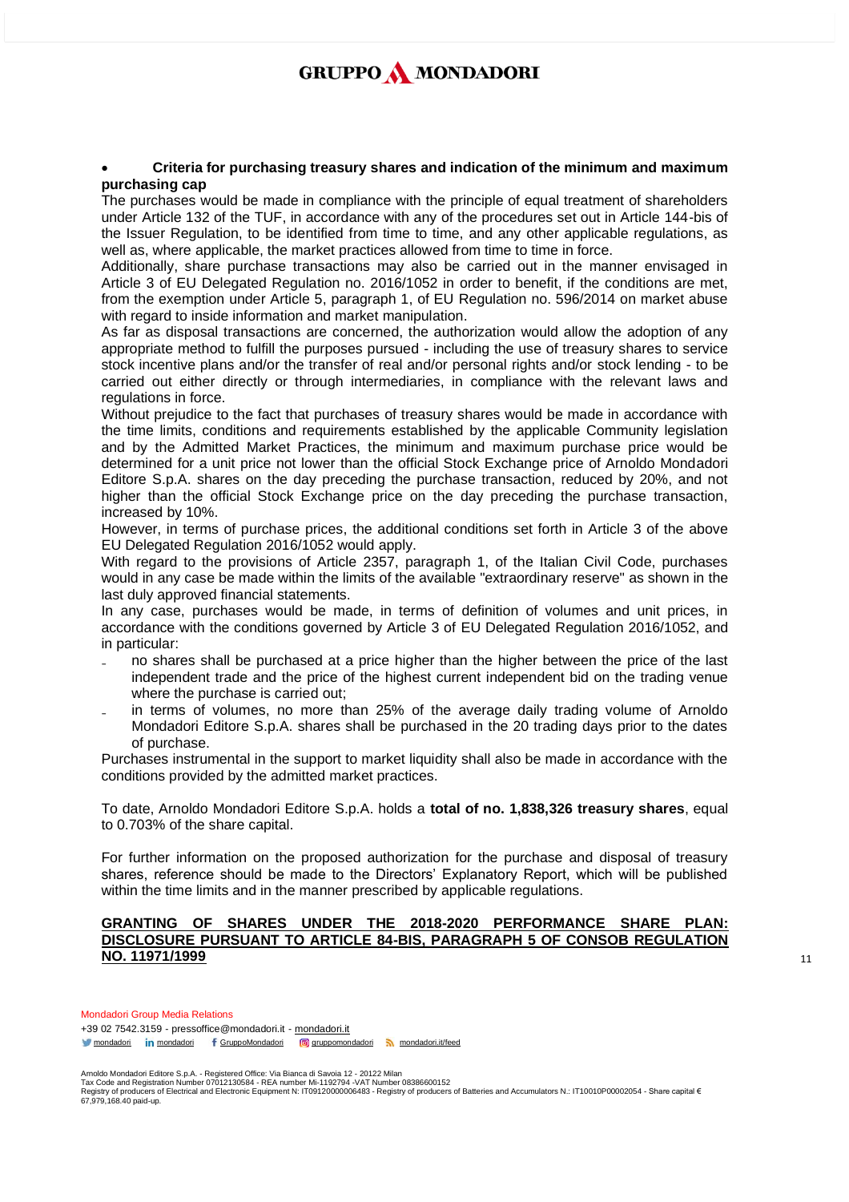- **Criteria for purchasing treasury shares and indication of the minimum and maximum purchasing cap**

The purchases would be made in compliance with the principle of equal treatment of shareholders under Article 132 of the TUF, in accordance with any of the procedures set out in Article 144-bis of the Issuer Regulation, to be identified from time to time, and any other applicable regulations, as well as, where applicable, the market practices allowed from time to time in force.

Additionally, share purchase transactions may also be carried out in the manner envisaged in Article 3 of EU Delegated Regulation no. 2016/1052 in order to benefit, if the conditions are met, from the exemption under Article 5, paragraph 1, of EU Regulation no. 596/2014 on market abuse with regard to inside information and market manipulation.

As far as disposal transactions are concerned, the authorization would allow the adoption of any appropriate method to fulfill the purposes pursued - including the use of treasury shares to service stock incentive plans and/or the transfer of real and/or personal rights and/or stock lending - to be carried out either directly or through intermediaries, in compliance with the relevant laws and regulations in force.

Without prejudice to the fact that purchases of treasury shares would be made in accordance with the time limits, conditions and requirements established by the applicable Community legislation and by the Admitted Market Practices, the minimum and maximum purchase price would be determined for a unit price not lower than the official Stock Exchange price of Arnoldo Mondadori Editore S.p.A. shares on the day preceding the purchase transaction, reduced by 20%, and not higher than the official Stock Exchange price on the day preceding the purchase transaction, increased by 10%.

However, in terms of purchase prices, the additional conditions set forth in Article 3 of the above EU Delegated Regulation 2016/1052 would apply.

With regard to the provisions of Article 2357, paragraph 1, of the Italian Civil Code, purchases would in any case be made within the limits of the available "extraordinary reserve" as shown in the last duly approved financial statements.

In any case, purchases would be made, in terms of definition of volumes and unit prices, in accordance with the conditions governed by Article 3 of EU Delegated Regulation 2016/1052, and in particular:

- no shares shall be purchased at a price higher than the higher between the price of the last independent trade and the price of the highest current independent bid on the trading venue where the purchase is carried out;
- in terms of volumes, no more than 25% of the average daily trading volume of Arnoldo Mondadori Editore S.p.A. shares shall be purchased in the 20 trading days prior to the dates of purchase.

Purchases instrumental in the support to market liquidity shall also be made in accordance with the conditions provided by the admitted market practices.

To date, Arnoldo Mondadori Editore S.p.A. holds a **total of no. 1,838,326 treasury shares**, equal to 0.703% of the share capital.

For further information on the proposed authorization for the purchase and disposal of treasury shares, reference should be made to the Directors' Explanatory Report, which will be published within the time limits and in the manner prescribed by applicable regulations.

## GRANTING OF SHARES UNDER THE 2018-2020 PERFORMANCE SHARE PLAN: DISCLOSURE PURSUANT TO ARTICLE 84-BIS, PARAGRAPH 5 OF CONSOB REGULATION NO. 11971/1999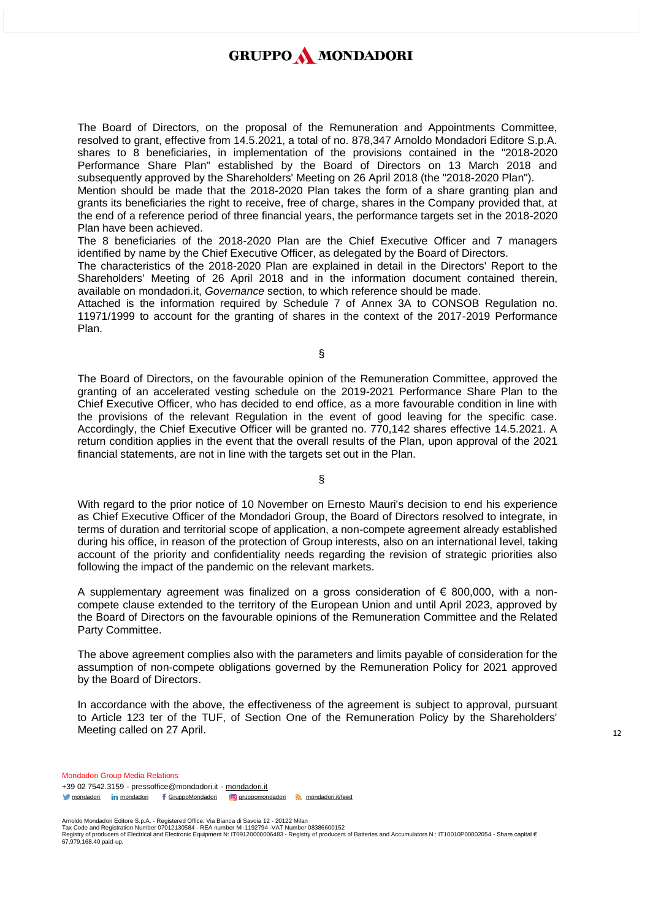The Board of Directors, on the proposal of the Remuneration and Appointments Committee, resolved to grant, effective from 14.5.2021, a total of no. 878,347 Arnoldo Mondadori Editore S.p.A. shares to 8 beneficiaries, in implementation of the provisions contained in the "2018-2020 Performance Share Plan" established by the Board of Directors on 13 March 2018 and subsequently approved by the Shareholders' Meeting on 26 April 2018 (the "2018-2020 Plan").

Mention should be made that the 2018-2020 Plan takes the form of a share granting plan and grants its beneficiaries the right to receive, free of charge, shares in the Company provided that, at the end of a reference period of three financial years, the performance targets set in the 2018-2020 Plan have been achieved.

The 8 beneficiaries of the 2018-2020 Plan are the Chief Executive Officer and 7 managers identified by name by the Chief Executive Officer, as delegated by the Board of Directors.

The characteristics of the 2018-2020 Plan are explained in detail in the Directors' Report to the Shareholders' Meeting of 26 April 2018 and in the information document contained therein, available on mondadori.it, *Governance* section, to which reference should be made.

Attached is the information required by Schedule 7 of Annex 3A to CONSOB Regulation no. 11971/1999 to account for the granting of shares in the context of the 2017-2019 Performance Plan.

§

The Board of Directors, on the favourable opinion of the Remuneration Committee, approved the granting of an accelerated vesting schedule on the 2019-2021 Performance Share Plan to the Chief Executive Officer, who has decided to end office, as a more favourable condition in line with the provisions of the relevant Regulation in the event of good leaving for the specific case. Accordingly, the Chief Executive Officer will be granted no. 770,142 shares effective 14.5.2021. A return condition applies in the event that the overall results of the Plan, upon approval of the 2021 financial statements, are not in line with the targets set out in the Plan.

§

With regard to the prior notice of 10 November on Ernesto Mauri's decision to end his experience as Chief Executive Officer of the Mondadori Group, the Board of Directors resolved to integrate, in terms of duration and territorial scope of application, a non-compete agreement already established during his office, in reason of the protection of Group interests, also on an international level, taking account of the priority and confidentiality needs regarding the revision of strategic priorities also following the impact of the pandemic on the relevant markets.

A supplementary agreement was finalized on a gross consideration of € 800,000, with a non-compete clause extended to the territory of the European Union and until April 2023, approved by the Board of Directors on the favourable opinions of the Remuneration Committee and the Related Party Committee.

The above agreement complies also with the parameters and limits payable of consideration for the assumption of non-compete obligations governed by the Remuneration Policy for 2021 approved by the Board of Directors.

In accordance with the above, the effectiveness of the agreement is subject to approval, pursuant to Article 123 ter of the TUF, of Section One of the Remuneration Policy by the Shareholders' Meeting called on 27 April.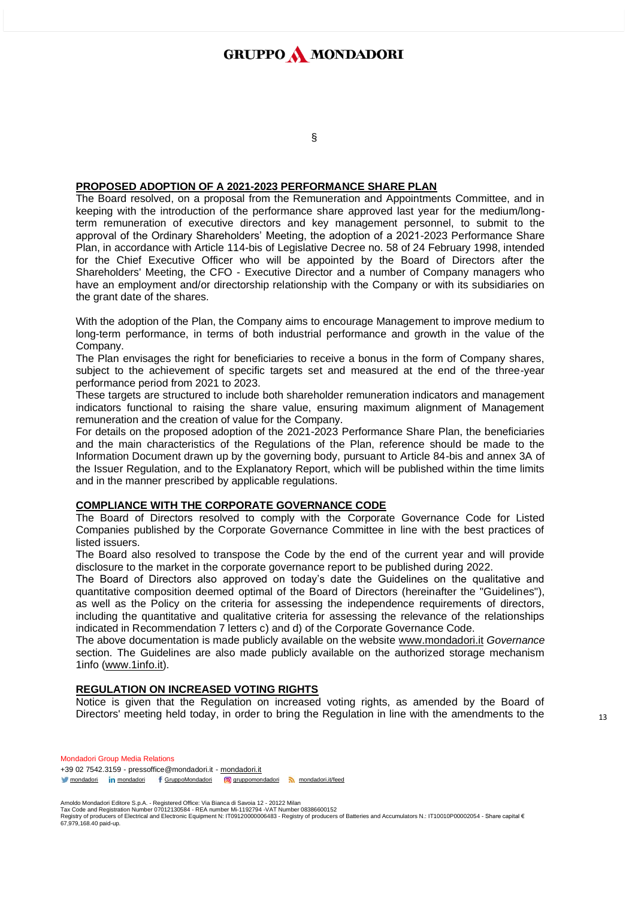§

## PROPOSED ADOPTION OF A 2021-2023 PERFORMANCE SHARE PLAN

The Board resolved, on a proposal from the Remuneration and Appointments Committee, and in keeping with the introduction of the performance share approved last year for the medium/long-term remuneration of executive directors and key management personnel, to submit to the approval of the Ordinary Shareholders' Meeting, the adoption of a 2021-2023 Performance Share Plan, in accordance with Article 114-bis of Legislative Decree no. 58 of 24 February 1998, intended for the Chief Executive Officer who will be appointed by the Board of Directors after the Shareholders' Meeting, the CFO - Executive Director and a number of Company managers who have an employment and/or directorship relationship with the Company or with its subsidiaries on the grant date of the shares.

With the adoption of the Plan, the Company aims to encourage Management to improve medium to long-term performance, in terms of both industrial performance and growth in the value of the Company.

The Plan envisages the right for beneficiaries to receive a bonus in the form of Company shares, subject to the achievement of specific targets set and measured at the end of the three-year performance period from 2021 to 2023.

These targets are structured to include both shareholder remuneration indicators and management indicators functional to raising the share value, ensuring maximum alignment of Management remuneration and the creation of value for the Company.

For details on the proposed adoption of the 2021-2023 Performance Share Plan, the beneficiaries and the main characteristics of the Regulations of the Plan, reference should be made to the Information Document drawn up by the governing body, pursuant to Article 84-bis and annex 3A of the Issuer Regulation, and to the Explanatory Report, which will be published within the time limits and in the manner prescribed by applicable regulations.

## COMPLIANCE WITH THE CORPORATE GOVERNANCE CODE

The Board of Directors resolved to comply with the Corporate Governance Code for Listed Companies published by the Corporate Governance Committee in line with the best practices of listed issuers.

The Board also resolved to transpose the Code by the end of the current year and will provide disclosure to the market in the corporate governance report to be published during 2022.

The Board of Directors also approved on today's date the Guidelines on the qualitative and quantitative composition deemed optimal of the Board of Directors (hereinafter the "Guidelines"), as well as the Policy on the criteria for assessing the independence requirements of directors, including the quantitative and qualitative criteria for assessing the relevance of the relationships indicated in Recommendation 7 letters c) and d) of the Corporate Governance Code.

The above documentation is made publicly available on the website www.mondadori.it *Governance* section. The Guidelines are also made publicly available on the authorized storage mechanism 1info (www.1info.it).

## REGULATION ON INCREASED VOTING RIGHTS

Notice is given that the Regulation on increased voting rights, as amended by the Board of Directors' meeting held today, in order to bring the Regulation in line with the amendments to the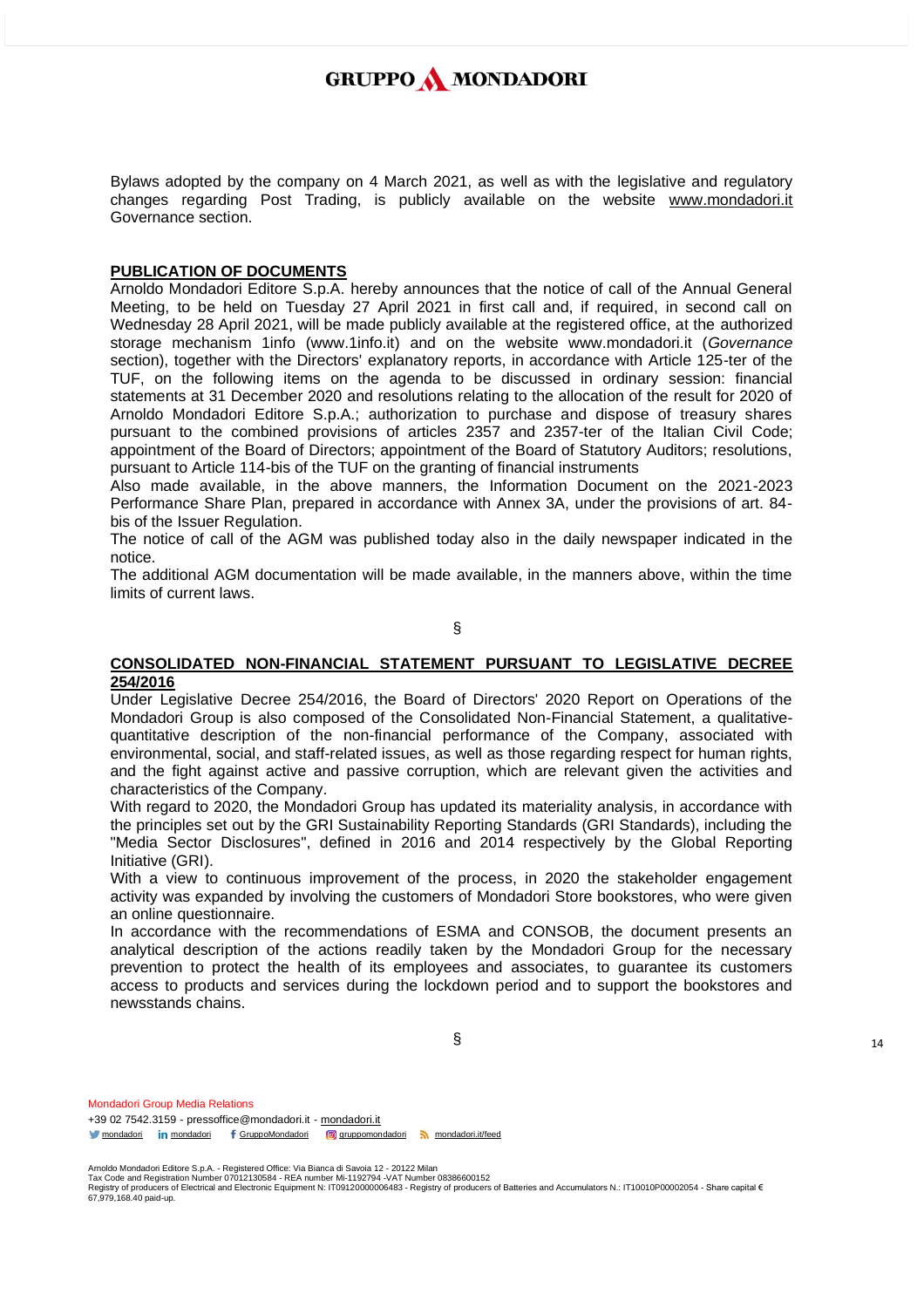Bylaws adopted by the company on 4 March 2021, as well as with the legislative and regulatory changes regarding Post Trading, is publicly available on the website www.mondadori.it Governance section.

**PUBLICATION OF DOCUMENTS**

Arnoldo Mondadori Editore S.p.A. hereby announces that the notice of call of the Annual General Meeting, to be held on Tuesday 27 April 2021 in first call and, if required, in second call on Wednesday 28 April 2021, will be made publicly available at the registered office, at the authorized storage mechanism 1info (www.1info.it) and on the website www.mondadori.it (*Governance* section), together with the Directors' explanatory reports, in accordance with Article 125-ter of the TUF, on the following items on the agenda to be discussed in ordinary session: financial statements at 31 December 2020 and resolutions relating to the allocation of the result for 2020 of Arnoldo Mondadori Editore S.p.A.; authorization to purchase and dispose of treasury shares pursuant to the combined provisions of articles 2357 and 2357-ter of the Italian Civil Code; appointment of the Board of Directors; appointment of the Board of Statutory Auditors; resolutions, pursuant to Article 114-bis of the TUF on the granting of financial instruments

Also made available, in the above manners, the Information Document on the 2021-2023 Performance Share Plan, prepared in accordance with Annex 3A, under the provisions of art. 84-bis of the Issuer Regulation.

The notice of call of the AGM was published today also in the daily newspaper indicated in the notice.

The additional AGM documentation will be made available, in the manners above, within the time limits of current laws.

§

**CONSOLIDATED NON-FINANCIAL STATEMENT PURSUANT TO LEGISLATIVE DECREE 254/2016**

Under Legislative Decree 254/2016, the Board of Directors' 2020 Report on Operations of the Mondadori Group is also composed of the Consolidated Non-Financial Statement, a qualitative-quantitative description of the non-financial performance of the Company, associated with environmental, social, and staff-related issues, as well as those regarding respect for human rights, and the fight against active and passive corruption, which are relevant given the activities and characteristics of the Company.

With regard to 2020, the Mondadori Group has updated its materiality analysis, in accordance with the principles set out by the GRI Sustainability Reporting Standards (GRI Standards), including the "Media Sector Disclosures", defined in 2016 and 2014 respectively by the Global Reporting Initiative (GRI).

With a view to continuous improvement of the process, in 2020 the stakeholder engagement activity was expanded by involving the customers of Mondadori Store bookstores, who were given an online questionnaire.

In accordance with the recommendations of ESMA and CONSOB, the document presents an analytical description of the actions readily taken by the Mondadori Group for the necessary prevention to protect the health of its employees and associates, to guarantee its customers access to products and services during the lockdown period and to support the bookstores and newsstands chains.

§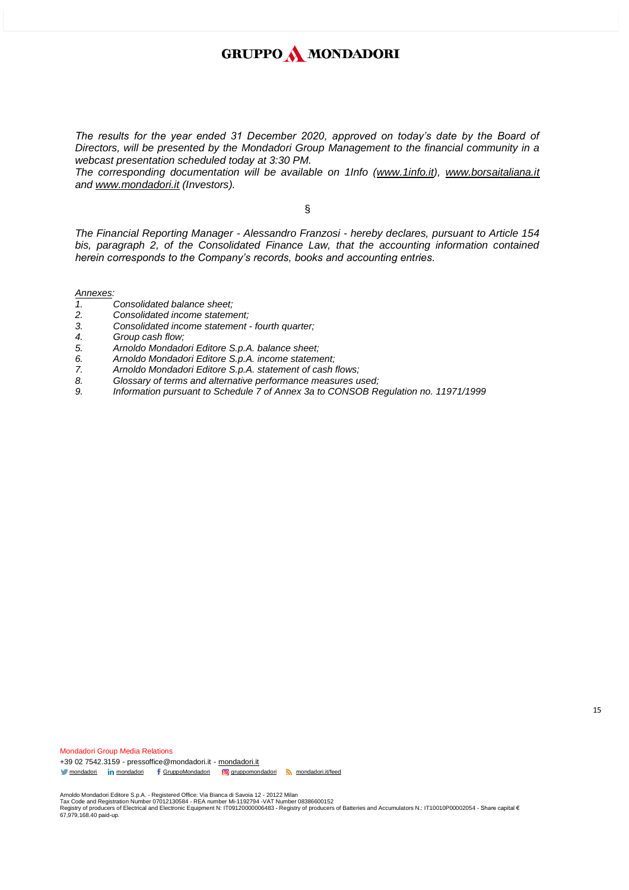*The results for the year ended 31 December 2020, approved on today's date by the Board of Directors, will be presented by the Mondadori Group Management to the financial community in a webcast presentation scheduled today at 3:30 PM.*

*The corresponding documentation will be available on 1Info (www.1info.it), www.borsaitaliana.it and www.mondadori.it (Investors).*

§

*The Financial Reporting Manager - Alessandro Franzosi - hereby declares, pursuant to Article 154 bis, paragraph 2, of the Consolidated Finance Law, that the accounting information contained herein corresponds to the Company's records, books and accounting entries.*

*Annexes:*

1. *Consolidated balance sheet;*
2. *Consolidated income statement;*
3. *Consolidated income statement - fourth quarter;*
4. *Group cash flow;*
5. *Arnoldo Mondadori Editore S.p.A. balance sheet;*
6. *Arnoldo Mondadori Editore S.p.A. income statement;*
7. *Arnoldo Mondadori Editore S.p.A. statement of cash flows;*
8. *Glossary of terms and alternative performance measures used;*
9. *Information pursuant to Schedule 7 of Annex 3a to CONSOB Regulation no. 11971/1999*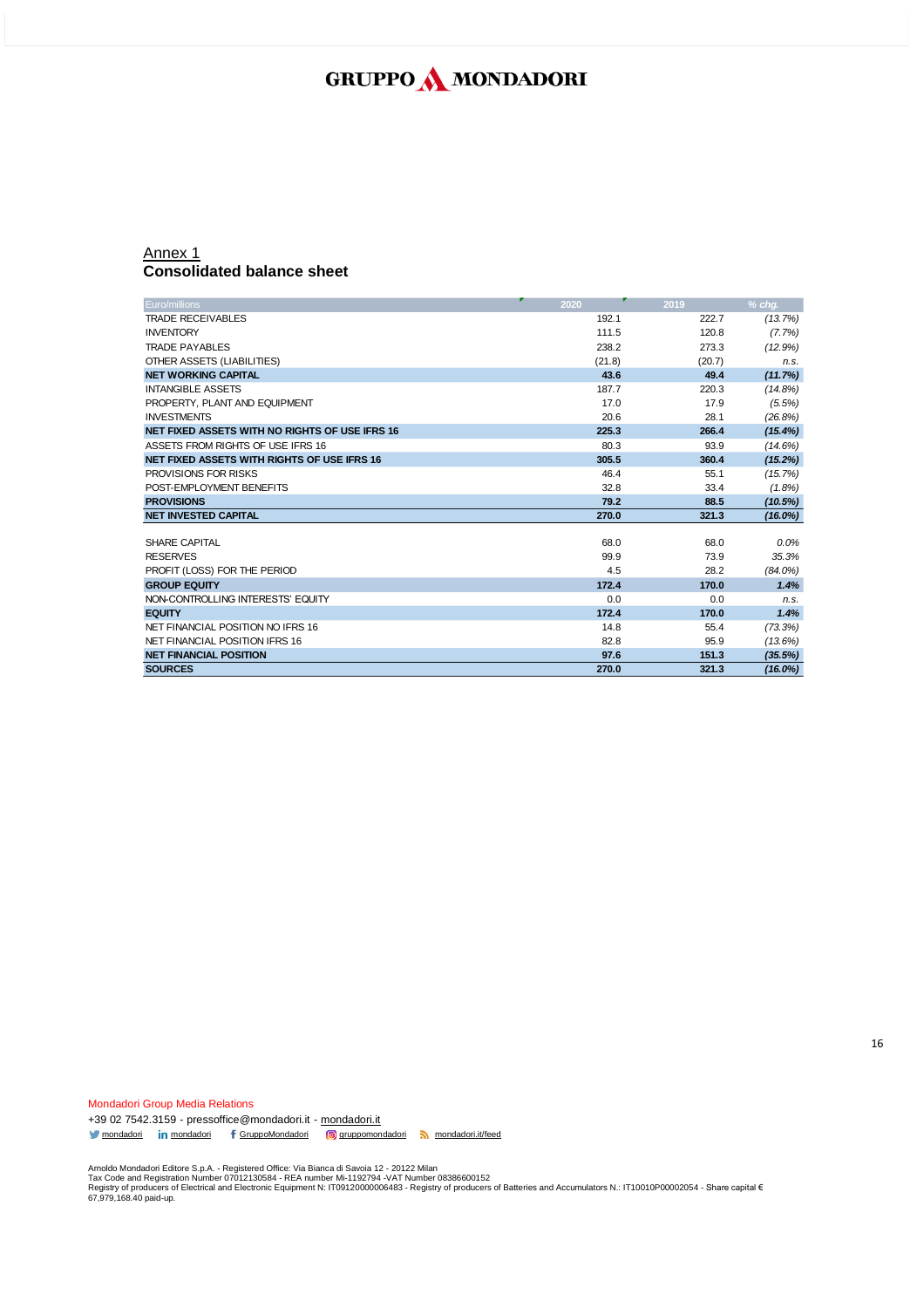## Annex 1

## Consolidated balance sheet

| Euro/millions | 2020 | 2019 | % chg. |
|---|---|---|---|
| TRADE RECEIVABLES | 192.1 | 222.7 | *(13.7%)* |
| INVENTORY | 111.5 | 120.8 | *(7.7%)* |
| TRADE PAYABLES | 238.2 | 273.3 | *(12.9%)* |
| OTHER ASSETS (LIABILITIES) | (21.8) | (20.7) | *n.s.* |
| **NET WORKING CAPITAL** | **43.6** | **49.4** | ***(11.7%)*** |
| INTANGIBLE ASSETS | 187.7 | 220.3 | *(14.8%)* |
| PROPERTY, PLANT AND EQUIPMENT | 17.0 | 17.9 | *(5.5%)* |
| INVESTMENTS | 20.6 | 28.1 | *(26.8%)* |
| **NET FIXED ASSETS WITH NO RIGHTS OF USE IFRS 16** | **225.3** | **266.4** | ***(15.4%)*** |
| ASSETS FROM RIGHTS OF USE IFRS 16 | 80.3 | 93.9 | *(14.6%)* |
| **NET FIXED ASSETS WITH RIGHTS OF USE IFRS 16** | **305.5** | **360.4** | ***(15.2%)*** |
| PROVISIONS FOR RISKS | 46.4 | 55.1 | *(15.7%)* |
| POST-EMPLOYMENT BENEFITS | 32.8 | 33.4 | *(1.8%)* |
| **PROVISIONS** | **79.2** | **88.5** | ***(10.5%)*** |
| **NET INVESTED CAPITAL** | **270.0** | **321.3** | ***(16.0%)*** |
| | | | |
| SHARE CAPITAL | 68.0 | 68.0 | *0.0%* |
| RESERVES | 99.9 | 73.9 | *35.3%* |
| PROFIT (LOSS) FOR THE PERIOD | 4.5 | 28.2 | *(84.0%)* |
| **GROUP EQUITY** | **172.4** | **170.0** | ***1.4%*** |
| NON-CONTROLLING INTERESTS' EQUITY | 0.0 | 0.0 | *n.s.* |
| **EQUITY** | **172.4** | **170.0** | ***1.4%*** |
| NET FINANCIAL POSITION NO IFRS 16 | 14.8 | 55.4 | *(73.3%)* |
| NET FINANCIAL POSITION IFRS 16 | 82.8 | 95.9 | *(13.6%)* |
| **NET FINANCIAL POSITION** | **97.6** | **151.3** | ***(35.5%)*** |
| **SOURCES** | **270.0** | **321.3** | ***(16.0%)*** |

Mondadori Group Media Relations
+39 02 7542.3159 - pressoffice@mondadori.it - mondadori.it
mondadori   mondadori   GruppoMondadori   gruppomondadori   mondadori.it/feed

Arnoldo Mondadori Editore S.p.A. - Registered Office: Via Bianca di Savoia 12 - 20122 Milan
Tax Code and Registration Number 07012130584 - REA number Mi-1192794 -VAT Number 08386600152
Registry of producers of Electrical and Electronic Equipment N: IT09120000006483 - Registry of producers of Batteries and Accumulators N.: IT10010P00002054 - Share capital € 67,979,168.40 paid-up.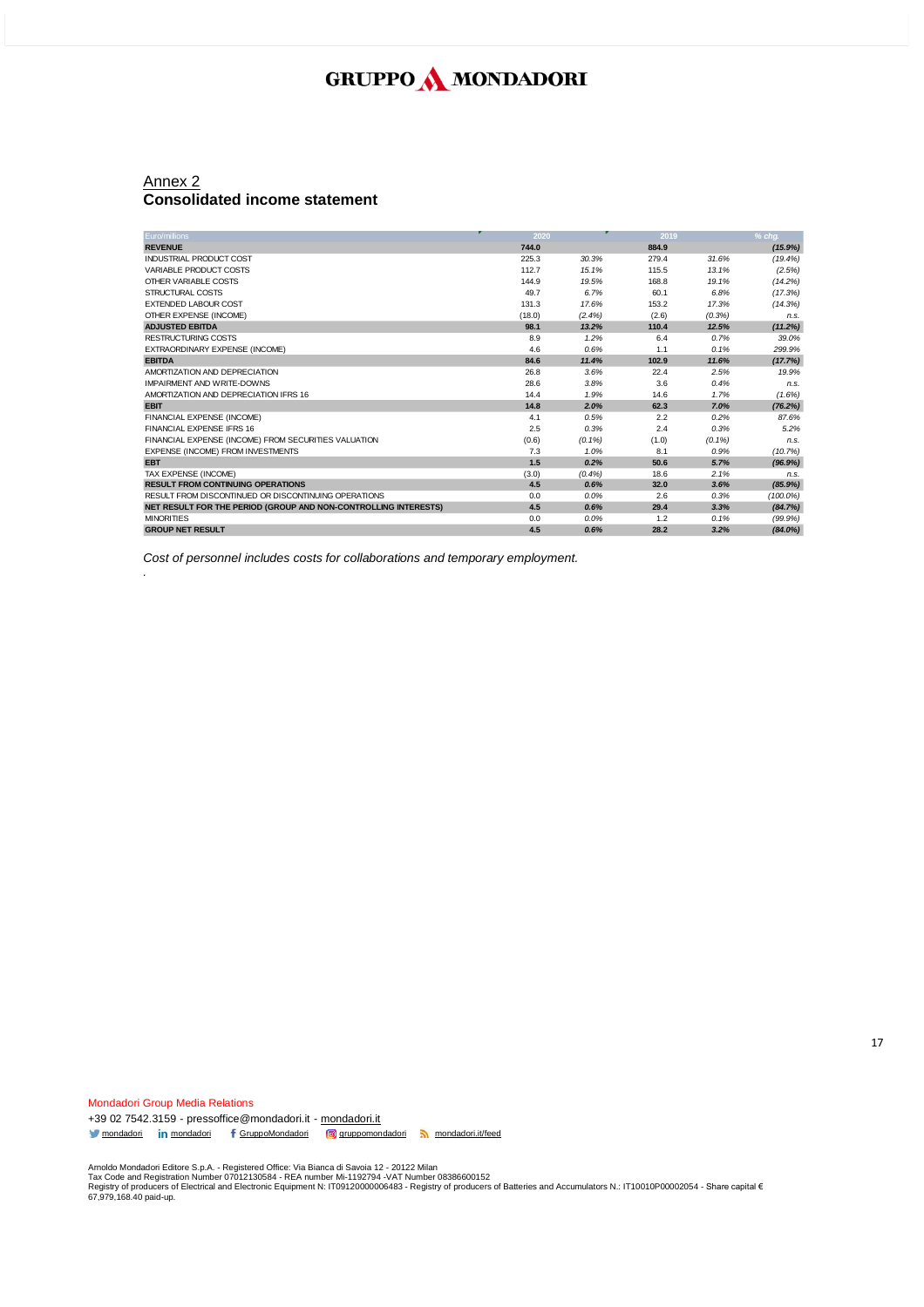## Annex 2

## Consolidated income statement

| Euro/millions | 2020 | | 2019 | | % chg. |
|---|---|---|---|---|---|
| **REVENUE** | **744.0** | | **884.9** | | ***(15.9%)*** |
| INDUSTRIAL PRODUCT COST | 225.3 | *30.3%* | 279.4 | *31.6%* | *(19.4%)* |
| VARIABLE PRODUCT COSTS | 112.7 | *15.1%* | 115.5 | *13.1%* | *(2.5%)* |
| OTHER VARIABLE COSTS | 144.9 | *19.5%* | 168.8 | *19.1%* | *(14.2%)* |
| STRUCTURAL COSTS | 49.7 | *6.7%* | 60.1 | *6.8%* | *(17.3%)* |
| EXTENDED LABOUR COST | 131.3 | *17.6%* | 153.2 | *17.3%* | *(14.3%)* |
| OTHER EXPENSE (INCOME) | (18.0) | *(2.4%)* | (2.6) | *(0.3%)* | *n.s.* |
| **ADJUSTED EBITDA** | **98.1** | ***13.2%*** | **110.4** | ***12.5%*** | ***(11.2%)*** |
| RESTRUCTURING COSTS | 8.9 | *1.2%* | 6.4 | *0.7%* | *39.0%* |
| EXTRAORDINARY EXPENSE (INCOME) | 4.6 | *0.6%* | 1.1 | *0.1%* | *299.9%* |
| **EBITDA** | **84.6** | ***11.4%*** | **102.9** | ***11.6%*** | ***(17.7%)*** |
| AMORTIZATION AND DEPRECIATION | 26.8 | *3.6%* | 22.4 | *2.5%* | *19.9%* |
| IMPAIRMENT AND WRITE-DOWNS | 28.6 | *3.8%* | 3.6 | *0.4%* | *n.s.* |
| AMORTIZATION AND DEPRECIATION IFRS 16 | 14.4 | *1.9%* | 14.6 | *1.7%* | *(1.6%)* |
| **EBIT** | **14.8** | ***2.0%*** | **62.3** | ***7.0%*** | ***(76.2%)*** |
| FINANCIAL EXPENSE (INCOME) | 4.1 | *0.5%* | 2.2 | *0.2%* | *87.6%* |
| FINANCIAL EXPENSE IFRS 16 | 2.5 | *0.3%* | 2.4 | *0.3%* | *5.2%* |
| FINANCIAL EXPENSE (INCOME) FROM SECURITIES VALUATION | (0.6) | *(0.1%)* | (1.0) | *(0.1%)* | *n.s.* |
| EXPENSE (INCOME) FROM INVESTMENTS | 7.3 | *1.0%* | 8.1 | *0.9%* | *(10.7%)* |
| **EBT** | **1.5** | ***0.2%*** | **50.6** | ***5.7%*** | ***(96.9%)*** |
| TAX EXPENSE (INCOME) | (3.0) | *(0.4%)* | 18.6 | *2.1%* | *n.s.* |
| **RESULT FROM CONTINUING OPERATIONS** | **4.5** | ***0.6%*** | **32.0** | ***3.6%*** | ***(85.9%)*** |
| RESULT FROM DISCONTINUED OR DISCONTINUING OPERATIONS | 0.0 | *0.0%* | 2.6 | *0.3%* | *(100.0%)* |
| **NET RESULT FOR THE PERIOD (GROUP AND NON-CONTROLLING INTERESTS)** | **4.5** | ***0.6%*** | **29.4** | ***3.3%*** | ***(84.7%)*** |
| MINORITIES | 0.0 | *0.0%* | 1.2 | *0.1%* | *(99.9%)* |
| **GROUP NET RESULT** | **4.5** | ***0.6%*** | **28.2** | ***3.2%*** | ***(84.0%)*** |

*Cost of personnel includes costs for collaborations and temporary employment.*

Mondadori Group Media Relations

+39 02 7542.3159 - pressoffice@mondadori.it - mondadori.it

mondadori | mondadori | GruppoMondadori | gruppomondadori | mondadori.it/feed

Arnoldo Mondadori Editore S.p.A. - Registered Office: Via Bianca di Savoia 12 - 20122 Milan
Tax Code and Registration Number 07012130584 - REA number Mi-1192794 -VAT Number 08386600152
Registry of producers of Electrical and Electronic Equipment N: IT09120000006483 - Registry of producers of Batteries and Accumulators N.: IT10010P00002054 - Share capital € 67,979,168.40 paid-up.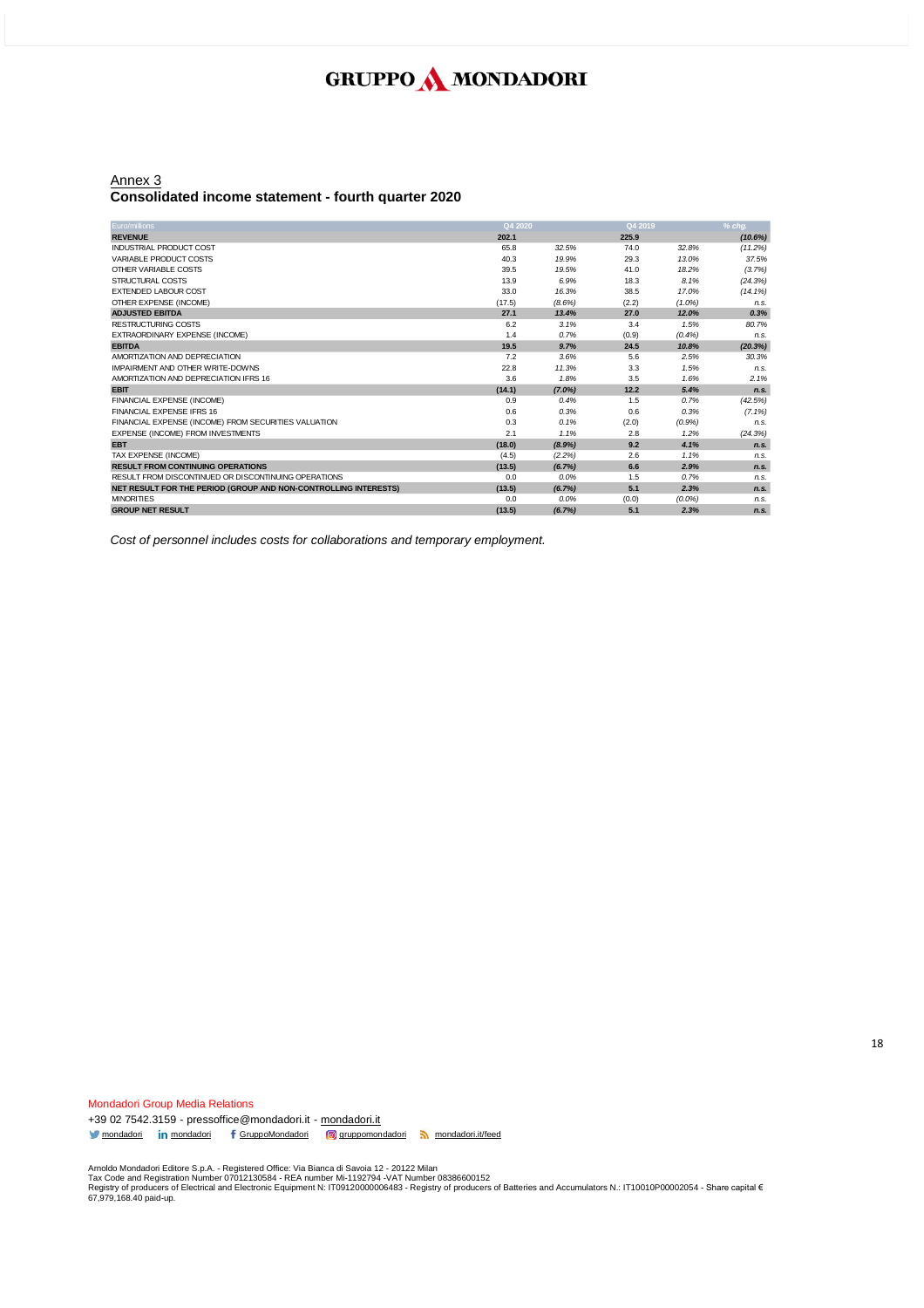GRUPPO MONDADORI

Annex 3

## Consolidated income statement - fourth quarter 2020

| Euro/millions | Q4 2020 | | Q4 2019 | | % chg. |
|---|---|---|---|---|---|
| **REVENUE** | **202.1** | | **225.9** | | ***(10.6%)*** |
| INDUSTRIAL PRODUCT COST | 65.8 | *32.5%* | 74.0 | *32.8%* | *(11.2%)* |
| VARIABLE PRODUCT COSTS | 40.3 | *19.9%* | 29.3 | *13.0%* | *37.5%* |
| OTHER VARIABLE COSTS | 39.5 | *19.5%* | 41.0 | *18.2%* | *(3.7%)* |
| STRUCTURAL COSTS | 13.9 | *6.9%* | 18.3 | *8.1%* | *(24.3%)* |
| EXTENDED LABOUR COST | 33.0 | *16.3%* | 38.5 | *17.0%* | *(14.1%)* |
| OTHER EXPENSE (INCOME) | (17.5) | *(8.6%)* | (2.2) | *(1.0%)* | *n.s.* |
| **ADJUSTED EBITDA** | **27.1** | ***13.4%*** | **27.0** | ***12.0%*** | ***0.3%*** |
| RESTRUCTURING COSTS | 6.2 | *3.1%* | 3.4 | *1.5%* | *80.7%* |
| EXTRAORDINARY EXPENSE (INCOME) | 1.4 | *0.7%* | (0.9) | *(0.4%)* | *n.s.* |
| **EBITDA** | **19.5** | ***9.7%*** | **24.5** | ***10.8%*** | ***(20.3%)*** |
| AMORTIZATION AND DEPRECIATION | 7.2 | *3.6%* | 5.6 | *2.5%* | *30.3%* |
| IMPAIRMENT AND OTHER WRITE-DOWNS | 22.8 | *11.3%* | 3.3 | *1.5%* | *n.s.* |
| AMORTIZATION AND DEPRECIATION IFRS 16 | 3.6 | *1.8%* | 3.5 | *1.6%* | *2.1%* |
| **EBIT** | **(14.1)** | ***(7.0%)*** | **12.2** | ***5.4%*** | ***n.s.*** |
| FINANCIAL EXPENSE (INCOME) | 0.9 | *0.4%* | 1.5 | *0.7%* | *(42.5%)* |
| FINANCIAL EXPENSE IFRS 16 | 0.6 | *0.3%* | 0.6 | *0.3%* | *(7.1%)* |
| FINANCIAL EXPENSE (INCOME) FROM SECURITIES VALUATION | 0.3 | *0.1%* | (2.0) | *(0.9%)* | *n.s.* |
| EXPENSE (INCOME) FROM INVESTMENTS | 2.1 | *1.1%* | 2.8 | *1.2%* | *(24.3%)* |
| **EBT** | **(18.0)** | ***(8.9%)*** | **9.2** | ***4.1%*** | ***n.s.*** |
| TAX EXPENSE (INCOME) | (4.5) | *(2.2%)* | 2.6 | *1.1%* | *n.s.* |
| **RESULT FROM CONTINUING OPERATIONS** | **(13.5)** | ***(6.7%)*** | **6.6** | ***2.9%*** | ***n.s.*** |
| RESULT FROM DISCONTINUED OR DISCONTINUING OPERATIONS | 0.0 | *0.0%* | 1.5 | *0.7%* | *n.s.* |
| **NET RESULT FOR THE PERIOD (GROUP AND NON-CONTROLLING INTERESTS)** | **(13.5)** | ***(6.7%)*** | **5.1** | ***2.3%*** | ***n.s.*** |
| MINORITIES | 0.0 | *0.0%* | (0.0) | *(0.0%)* | *n.s.* |
| **GROUP NET RESULT** | **(13.5)** | ***(6.7%)*** | **5.1** | ***2.3%*** | ***n.s.*** |

*Cost of personnel includes costs for collaborations and temporary employment.*

Mondadori Group Media Relations

+39 02 7542.3159 - pressoffice@mondadori.it - mondadori.it

mondadori | mondadori | GruppoMondadori | gruppomondadori | mondadori.it/feed

Arnoldo Mondadori Editore S.p.A. - Registered Office: Via Bianca di Savoia 12 - 20122 Milan
Tax Code and Registration Number 07012130584 - REA number Mi-1192794 -VAT Number 08386600152
Registry of producers of Electrical and Electronic Equipment N: IT09120000006483 - Registry of producers of Batteries and Accumulators N.: IT10010P00002054 - Share capital € 67,979,168.40 paid-up.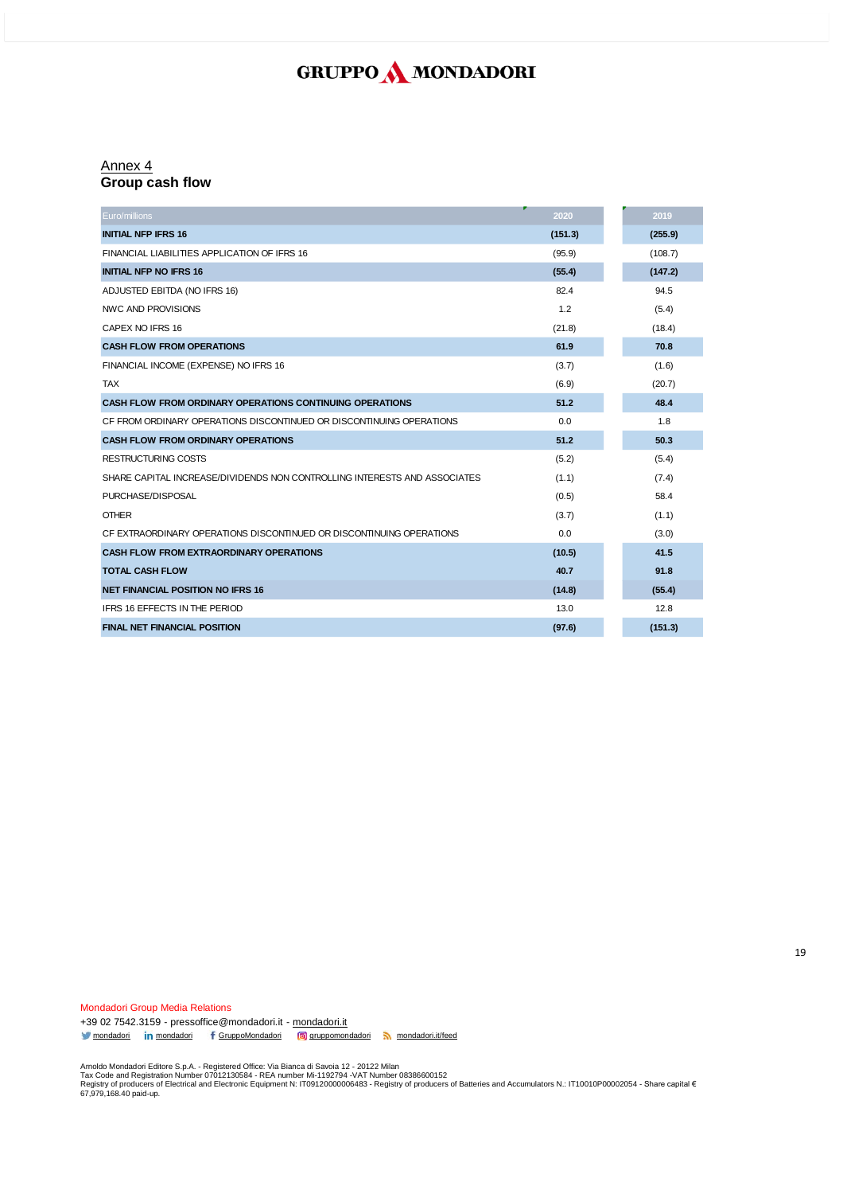GRUPPO MONDADORI

Annex 4

## Group cash flow

| Euro/millions | 2020 | 2019 |
|---|---|---|
| **INITIAL NFP IFRS 16** | **(151.3)** | **(255.9)** |
| FINANCIAL LIABILITIES APPLICATION OF IFRS 16 | (95.9) | (108.7) |
| **INITIAL NFP NO IFRS 16** | **(55.4)** | **(147.2)** |
| ADJUSTED EBITDA (NO IFRS 16) | 82.4 | 94.5 |
| NWC AND PROVISIONS | 1.2 | (5.4) |
| CAPEX NO IFRS 16 | (21.8) | (18.4) |
| **CASH FLOW FROM OPERATIONS** | **61.9** | **70.8** |
| FINANCIAL INCOME (EXPENSE) NO IFRS 16 | (3.7) | (1.6) |
| TAX | (6.9) | (20.7) |
| **CASH FLOW FROM ORDINARY OPERATIONS CONTINUING OPERATIONS** | **51.2** | **48.4** |
| CF FROM ORDINARY OPERATIONS DISCONTINUED OR DISCONTINUING OPERATIONS | 0.0 | 1.8 |
| **CASH FLOW FROM ORDINARY OPERATIONS** | **51.2** | **50.3** |
| RESTRUCTURING COSTS | (5.2) | (5.4) |
| SHARE CAPITAL INCREASE/DIVIDENDS NON CONTROLLING INTERESTS AND ASSOCIATES | (1.1) | (7.4) |
| PURCHASE/DISPOSAL | (0.5) | 58.4 |
| OTHER | (3.7) | (1.1) |
| CF EXTRAORDINARY OPERATIONS DISCONTINUED OR DISCONTINUING OPERATIONS | 0.0 | (3.0) |
| **CASH FLOW FROM EXTRAORDINARY OPERATIONS** | **(10.5)** | **41.5** |
| **TOTAL CASH FLOW** | **40.7** | **91.8** |
| **NET FINANCIAL POSITION NO IFRS 16** | **(14.8)** | **(55.4)** |
| IFRS 16 EFFECTS IN THE PERIOD | 13.0 | 12.8 |
| **FINAL NET FINANCIAL POSITION** | **(97.6)** | **(151.3)** |

Mondadori Group Media Relations
+39 02 7542.3159 - pressoffice@mondadori.it - mondadori.it
mondadori mondadori GruppoMondadori gruppomondadori mondadori.it/feed

Arnoldo Mondadori Editore S.p.A. - Registered Office: Via Bianca di Savoia 12 - 20122 Milan
Tax Code and Registration Number 07012130584 - REA number Mi-1192794 -VAT Number 08386600152
Registry of producers of Electrical and Electronic Equipment N: IT09120000006483 - Registry of producers of Batteries and Accumulators N.: IT10010P00002054 - Share capital € 67,979,168.40 paid-up.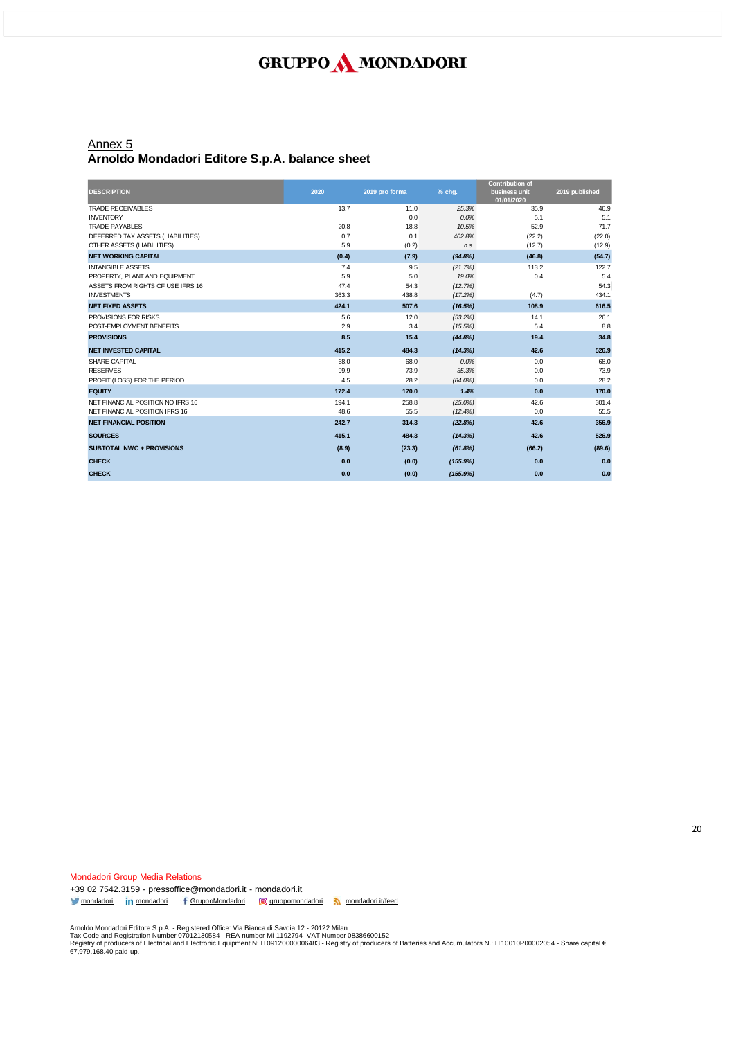GRUPPO MONDADORI

Annex 5

## Arnoldo Mondadori Editore S.p.A. balance sheet

| DESCRIPTION | 2020 | 2019 pro forma | % chg. | Contribution of business unit 01/01/2020 | 2019 published |
|---|---|---|---|---|---|
| TRADE RECEIVABLES | 13.7 | 11.0 | *25.3%* | 35.9 | 46.9 |
| INVENTORY | | 0.0 | *0.0%* | 5.1 | 5.1 |
| TRADE PAYABLES | 20.8 | 18.8 | *10.5%* | 52.9 | 71.7 |
| DEFERRED TAX ASSETS (LIABILITIES) | 0.7 | 0.1 | *402.8%* | (22.2) | (22.0) |
| OTHER ASSETS (LIABILITIES) | 5.9 | (0.2) | *n.s.* | (12.7) | (12.9) |
| **NET WORKING CAPITAL** | **(0.4)** | **(7.9)** | ***(94.8%)*** | **(46.8)** | **(54.7)** |
| INTANGIBLE ASSETS | 7.4 | 9.5 | *(21.7%)* | 113.2 | 122.7 |
| PROPERTY, PLANT AND EQUIPMENT | 5.9 | 5.0 | *19.0%* | 0.4 | 5.4 |
| ASSETS FROM RIGHTS OF USE IFRS 16 | 47.4 | 54.3 | *(12.7%)* | | 54.3 |
| INVESTMENTS | 363.3 | 438.8 | *(17.2%)* | (4.7) | 434.1 |
| **NET FIXED ASSETS** | **424.1** | **507.6** | ***(16.5%)*** | **108.9** | **616.5** |
| PROVISIONS FOR RISKS | 5.6 | 12.0 | *(53.2%)* | 14.1 | 26.1 |
| POST-EMPLOYMENT BENEFITS | 2.9 | 3.4 | *(15.5%)* | 5.4 | 8.8 |
| **PROVISIONS** | **8.5** | **15.4** | ***(44.8%)*** | **19.4** | **34.8** |
| **NET INVESTED CAPITAL** | **415.2** | **484.3** | ***(14.3%)*** | **42.6** | **526.9** |
| SHARE CAPITAL | 68.0 | 68.0 | *0.0%* | 0.0 | 68.0 |
| RESERVES | 99.9 | 73.9 | *35.3%* | 0.0 | 73.9 |
| PROFIT (LOSS) FOR THE PERIOD | 4.5 | 28.2 | *(84.0%)* | 0.0 | 28.2 |
| **EQUITY** | **172.4** | **170.0** | ***1.4%*** | **0.0** | **170.0** |
| NET FINANCIAL POSITION NO IFRS 16 | 194.1 | 258.8 | *(25.0%)* | 42.6 | 301.4 |
| NET FINANCIAL POSITION IFRS 16 | 48.6 | 55.5 | *(12.4%)* | 0.0 | 55.5 |
| **NET FINANCIAL POSITION** | **242.7** | **314.3** | ***(22.8%)*** | **42.6** | **356.9** |
| **SOURCES** | **415.1** | **484.3** | ***(14.3%)*** | **42.6** | **526.9** |
| **SUBTOTAL NWC + PROVISIONS** | **(8.9)** | **(23.3)** | ***(61.8%)*** | **(66.2)** | **(89.6)** |
| **CHECK** | **0.0** | **(0.0)** | ***(155.9%)*** | **0.0** | **0.0** |
| **CHECK** | **0.0** | **(0.0)** | ***(155.9%)*** | **0.0** | **0.0** |

Mondadori Group Media Relations

+39 02 7542.3159 - pressoffice@mondadori.it - mondadori.it

mondadori  mondadori  GruppoMondadori  gruppomondadori  mondadori.it/feed

Arnoldo Mondadori Editore S.p.A. - Registered Office: Via Bianca di Savoia 12 - 20122 Milan
Tax Code and Registration Number 07012130584 - REA number Mi-1192794 -VAT Number 08386600152
Registry of producers of Electrical and Electronic Equipment N: IT09120000006483 - Registry of producers of Batteries and Accumulators N.: IT10010P00002054 - Share capital € 67,979,168.40 paid-up.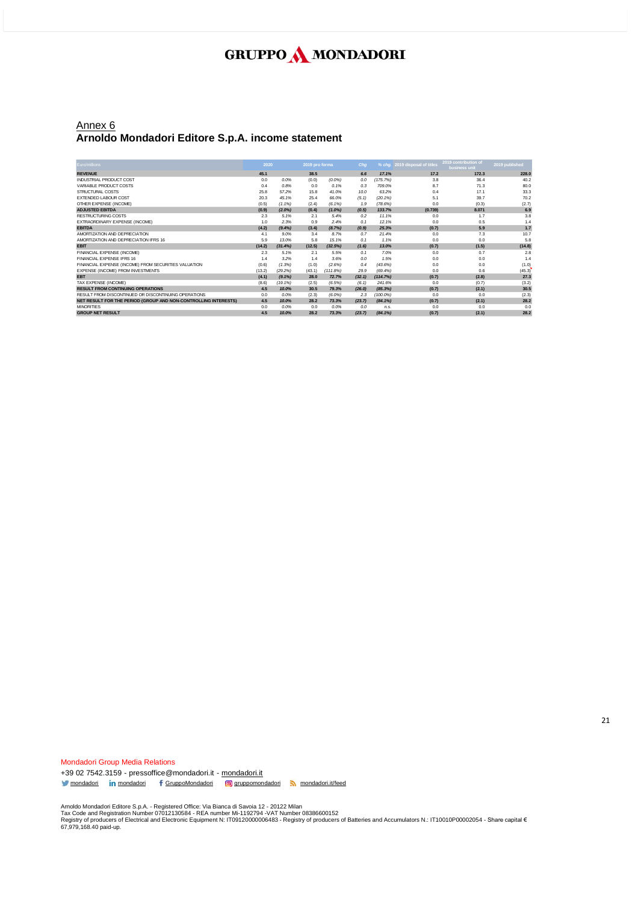## Annex 6

## Arnoldo Mondadori Editore S.p.A. income statement

| Euro/millions | 2020 | | 2019 pro forma | | Chg | % chg | 2019 disposal of titles | 2019 contribution of business unit | 2019 published |
|---|---|---|---|---|---|---|---|---|---|
| **REVENUE** | **45.1** | | **38.5** | | **6.6** | **17.1%** | **17.2** | **172.3** | **228.0** |
| INDUSTRIAL PRODUCT COST | 0.0 | 0.0% | (0.0) | (0.0%) | 0.0 | (175.7%) | 3.8 | 36.4 | 40.2 |
| VARIABLE PRODUCT COSTS | 0.4 | 0.8% | 0.0 | 0.1% | 0.3 | 709.0% | 8.7 | 71.3 | 80.0 |
| STRUCTURAL COSTS | 25.8 | 57.2% | 15.8 | 41.0% | 10.0 | 63.2% | 0.4 | 17.1 | 33.3 |
| EXTENDED LABOUR COST | 20.3 | 45.1% | 25.4 | 66.0% | (5.1) | (20.1%) | 5.1 | 39.7 | 70.2 |
| OTHER EXPENSE (INCOME) | (0.5) | (1.1%) | (2.4) | (6.1%) | 1.9 | (78.6%) | 0.0 | (0.3) | (2.7) |
| **ADJUSTED EBITDA** | **(0.9)** | **(2.0%)** | **(0.4)** | **(1.0%)** | **(0.5)** | **133.7%** | **(0.739)** | **8.071** | **6.9** |
| RESTRUCTURING COSTS | 2.3 | 5.1% | 2.1 | 5.4% | 0.2 | 11.1% | 0.0 | 1.7 | 3.8 |
| EXTRAORDINARY EXPENSE (INCOME) | 1.0 | 2.3% | 0.9 | 2.4% | 0.1 | 12.1% | 0.0 | 0.5 | 1.4 |
| **EBITDA** | **(4.2)** | **(9.4%)** | **(3.4)** | **(8.7%)** | **(0.9)** | **25.3%** | **(0.7)** | **5.9** | **1.7** |
| AMORTIZATION AND DEPRECIATION | 4.1 | 9.0% | 3.4 | 8.7% | 0.7 | 21.4% | 0.0 | 7.3 | 10.7 |
| AMORTIZATION AND DEPRECIATION IFRS 16 | 5.9 | 13.0% | 5.8 | 15.1% | 0.1 | 1.1% | 0.0 | 0.0 | 5.8 |
| **EBIT** | **(14.2)** | **(31.4%)** | **(12.5)** | **(32.5%)** | **(1.6)** | **13.0%** | **(0.7)** | **(1.5)** | **(14.8)** |
| FINANCIAL EXPENSE (INCOME) | 2.3 | 5.1% | 2.1 | 5.5% | 0.1 | 7.0% | 0.0 | 0.7 | 2.8 |
| FINANCIAL EXPENSE IFRS 16 | 1.4 | 3.2% | 1.4 | 3.6% | 0.0 | 1.5% | 0.0 | 0.0 | 1.4 |
| FINANCIAL EXPENSE (INCOME) FROM SECURITIES VALUATION | (0.6) | (1.3%) | (1.0) | (2.6%) | 0.4 | (43.6%) | 0.0 | 0.0 | (1.0) |
| EXPENSE (INCOME) FROM INVESTMENTS | (13.2) | (29.2%) | (43.1) | (111.8%) | 29.9 | (69.4%) | 0.0 | 0.6 | (45.3) |
| **EBT** | **(4.1)** | **(9.1%)** | **28.0** | **72.7%** | **(32.1)** | **(114.7%)** | **(0.7)** | **(2.8)** | **27.3** |
| TAX EXPENSE (INCOME) | (8.6) | (19.1%) | (2.5) | (6.5%) | (6.1) | 241.6% | 0.0 | (0.7) | (3.2) |
| **RESULT FROM CONTINUING OPERATIONS** | **4.5** | **10.0%** | **30.5** | **79.3%** | **(26.0)** | **(85.3%)** | **(0.7)** | **(2.1)** | **30.5** |
| RESULT FROM DISCONTINUED OR DISCONTINUING OPERATIONS | 0.0 | 0.0% | (2.3) | (6.0%) | 2.3 | (100.0%) | 0.0 | 0.0 | (2.3) |
| **NET RESULT FOR THE PERIOD (GROUP AND NON-CONTROLLING INTERESTS)** | **4.5** | **10.0%** | **28.2** | **73.3%** | **(23.7)** | **(84.1%)** | **(0.7)** | **(2.1)** | **28.2** |
| MINORITIES | 0.0 | 0.0% | 0.0 | 0.0% | 0.0 | n.s. | 0.0 | 0.0 | 0.0 |
| **GROUP NET RESULT** | **4.5** | **10.0%** | **28.2** | **73.3%** | **(23.7)** | **(84.1%)** | **(0.7)** | **(2.1)** | **28.2** |

Mondadori Group Media Relations

+39 02 7542.3159 - pressoffice@mondadori.it - mondadori.it

mondadori · mondadori · GruppoMondadori · gruppomondadori · mondadori.it/feed

Arnoldo Mondadori Editore S.p.A. - Registered Office: Via Bianca di Savoia 12 - 20122 Milan
Tax Code and Registration Number 07012130584 - REA number Mi-1192794 -VAT Number 08386600152
Registry of producers of Electrical and Electronic Equipment N: IT09120000006483 - Registry of producers of Batteries and Accumulators N.: IT10010P00002054 - Share capital € 67,979,168.40 paid-up.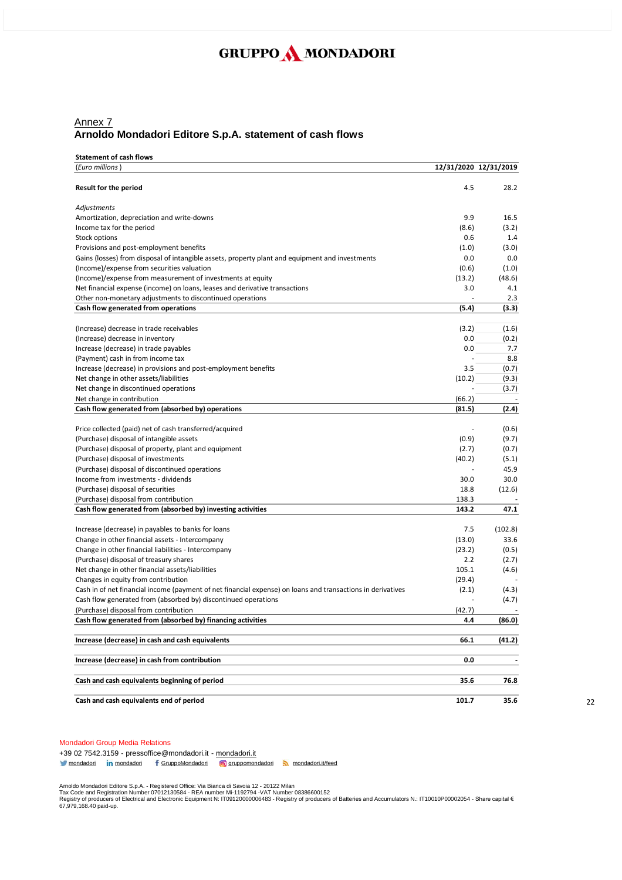GRUPPO MONDADORI

## Annex 7

## Arnoldo Mondadori Editore S.p.A. statement of cash flows

| **Statement of cash flows** | | |
|---|---|---|
| *(Euro millions)* | **12/31/2020** | **12/31/2019** |
| **Result for the period** | 4.5 | 28.2 |
| *Adjustments* | | |
| Amortization, depreciation and write-downs | 9.9 | 16.5 |
| Income tax for the period | (8.6) | (3.2) |
| Stock options | 0.6 | 1.4 |
| Provisions and post-employment benefits | (1.0) | (3.0) |
| Gains (losses) from disposal of intangible assets, property plant and equipment and investments | 0.0 | 0.0 |
| (Income)/expense from securities valuation | (0.6) | (1.0) |
| (Income)/expense from measurement of investments at equity | (13.2) | (48.6) |
| Net financial expense (income) on loans, leases and derivative transactions | 3.0 | 4.1 |
| Other non-monetary adjustments to discontinued operations | - | 2.3 |
| **Cash flow generated from operations** | **(5.4)** | **(3.3)** |
| (Increase) decrease in trade receivables | (3.2) | (1.6) |
| (Increase) decrease in inventory | 0.0 | (0.2) |
| Increase (decrease) in trade payables | 0.0 | 7.7 |
| (Payment) cash in from income tax | - | 8.8 |
| Increase (decrease) in provisions and post-employment benefits | 3.5 | (0.7) |
| Net change in other assets/liabilities | (10.2) | (9.3) |
| Net change in discontinued operations | - | (3.7) |
| Net change in contribution | (66.2) | - |
| **Cash flow generated from (absorbed by) operations** | **(81.5)** | **(2.4)** |
| Price collected (paid) net of cash transferred/acquired | - | (0.6) |
| (Purchase) disposal of intangible assets | (0.9) | (9.7) |
| (Purchase) disposal of property, plant and equipment | (2.7) | (0.7) |
| (Purchase) disposal of investments | (40.2) | (5.1) |
| (Purchase) disposal of discontinued operations | - | 45.9 |
| Income from investments - dividends | 30.0 | 30.0 |
| (Purchase) disposal of securities | 18.8 | (12.6) |
| (Purchase) disposal from contribution | 138.3 | - |
| **Cash flow generated from (absorbed by) investing activities** | **143.2** | **47.1** |
| Increase (decrease) in payables to banks for loans | 7.5 | (102.8) |
| Change in other financial assets - Intercompany | (13.0) | 33.6 |
| Change in other financial liabilities - Intercompany | (23.2) | (0.5) |
| (Purchase) disposal of treasury shares | 2.2 | (2.7) |
| Net change in other financial assets/liabilities | 105.1 | (4.6) |
| Changes in equity from contribution | (29.4) | - |
| Cash in of net financial income (payment of net financial expense) on loans and transactions in derivatives | (2.1) | (4.3) |
| Cash flow generated from (absorbed by) discontinued operations | - | (4.7) |
| (Purchase) disposal from contribution | (42.7) | - |
| **Cash flow generated from (absorbed by) financing activities** | **4.4** | **(86.0)** |
| **Increase (decrease) in cash and cash equivalents** | **66.1** | **(41.2)** |
| **Increase (decrease) in cash from contribution** | **0.0** | **-** |
| **Cash and cash equivalents beginning of period** | **35.6** | **76.8** |
| **Cash and cash equivalents end of period** | **101.7** | **35.6** |

Mondadori Group Media Relations

+39 02 7542.3159 - pressoffice@mondadori.it - mondadori.it

mondadori | mondadori | GruppoMondadori | gruppomondadori | mondadori.it/feed

Arnoldo Mondadori Editore S.p.A. - Registered Office: Via Bianca di Savoia 12 - 20122 Milan
Tax Code and Registration Number 07012130584 - REA number Mi-1192794 -VAT Number 08386600152
Registry of producers of Electrical and Electronic Equipment N: IT09120000006483 - Registry of producers of Batteries and Accumulators N.: IT10010P00002054 - Share capital € 67,979,168.40 paid-up.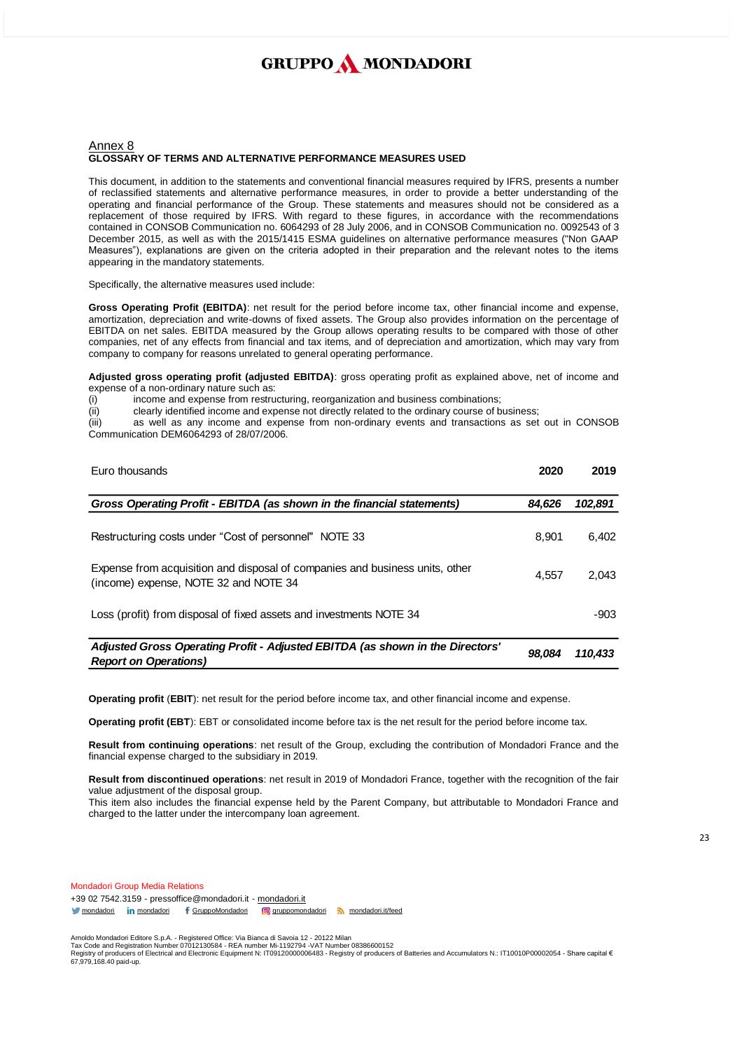GRUPPO MONDADORI

## Annex 8
### GLOSSARY OF TERMS AND ALTERNATIVE PERFORMANCE MEASURES USED

This document, in addition to the statements and conventional financial measures required by IFRS, presents a number of reclassified statements and alternative performance measures, in order to provide a better understanding of the operating and financial performance of the Group. These statements and measures should not be considered as a replacement of those required by IFRS. With regard to these figures, in accordance with the recommendations contained in CONSOB Communication no. 6064293 of 28 July 2006, and in CONSOB Communication no. 0092543 of 3 December 2015, as well as with the 2015/1415 ESMA guidelines on alternative performance measures ("Non GAAP Measures"), explanations are given on the criteria adopted in their preparation and the relevant notes to the items appearing in the mandatory statements.

Specifically, the alternative measures used include:

**Gross Operating Profit (EBITDA)**: net result for the period before income tax, other financial income and expense, amortization, depreciation and write-downs of fixed assets. The Group also provides information on the percentage of EBITDA on net sales. EBITDA measured by the Group allows operating results to be compared with those of other companies, net of any effects from financial and tax items, and of depreciation and amortization, which may vary from company to company for reasons unrelated to general operating performance.

**Adjusted gross operating profit (adjusted EBITDA)**: gross operating profit as explained above, net of income and expense of a non-ordinary nature such as:

(i) income and expense from restructuring, reorganization and business combinations;
(ii) clearly identified income and expense not directly related to the ordinary course of business;
(iii) as well as any income and expense from non-ordinary events and transactions as set out in CONSOB Communication DEM6064293 of 28/07/2006.

| Euro thousands | 2020 | 2019 |
|---|---|---|
| ***Gross Operating Profit - EBITDA (as shown in the financial statements)*** | ***84,626*** | ***102,891*** |
| Restructuring costs under "Cost of personnel" NOTE 33 | 8,901 | 6,402 |
| Expense from acquisition and disposal of companies and business units, other (income) expense, NOTE 32 and NOTE 34 | 4,557 | 2,043 |
| Loss (profit) from disposal of fixed assets and investments NOTE 34 | | -903 |
| ***Adjusted Gross Operating Profit - Adjusted EBITDA (as shown in the Directors' Report on Operations)*** | ***98,084*** | ***110,433*** |

**Operating profit** (**EBIT**): net result for the period before income tax, and other financial income and expense.

**Operating profit (EBT**): EBT or consolidated income before tax is the net result for the period before income tax.

**Result from continuing operations**: net result of the Group, excluding the contribution of Mondadori France and the financial expense charged to the subsidiary in 2019.

**Result from discontinued operations**: net result in 2019 of Mondadori France, together with the recognition of the fair value adjustment of the disposal group.

This item also includes the financial expense held by the Parent Company, but attributable to Mondadori France and charged to the latter under the intercompany loan agreement.

Mondadori Group Media Relations
+39 02 7542.3159 - pressoffice@mondadori.it - mondadori.it
mondadori | mondadori | GruppoMondadori | gruppomondadori | mondadori.it/feed

Arnoldo Mondadori Editore S.p.A. - Registered Office: Via Bianca di Savoia 12 - 20122 Milan
Tax Code and Registration Number 07012130584 - REA number Mi-1192794 -VAT Number 08386600152
Registry of producers of Electrical and Electronic Equipment N: IT09120000006483 - Registry of producers of Batteries and Accumulators N.: IT10010P00002054 - Share capital € 67,979,168.40 paid-up.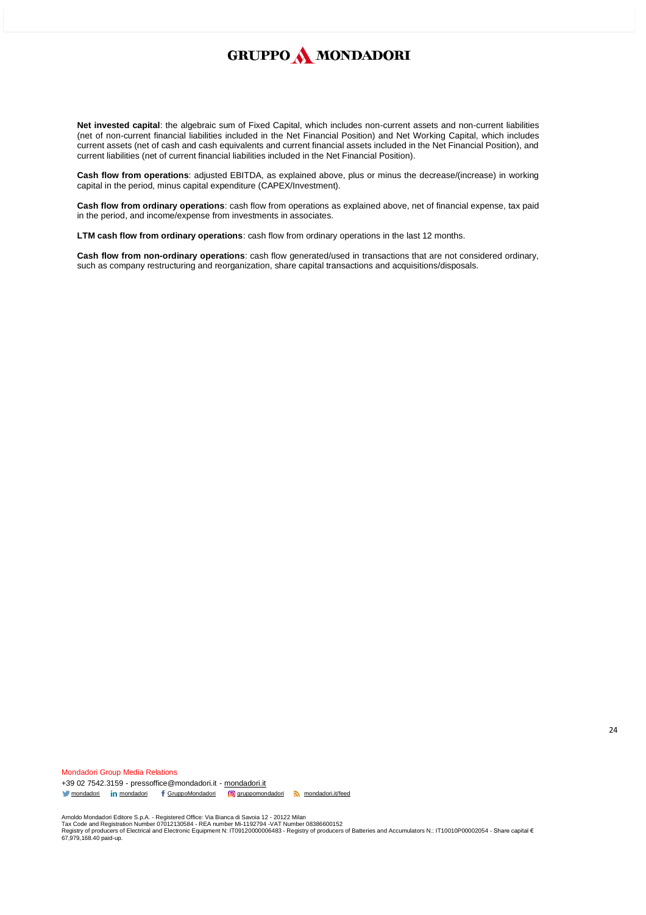**Net invested capital**: the algebraic sum of Fixed Capital, which includes non-current assets and non-current liabilities (net of non-current financial liabilities included in the Net Financial Position) and Net Working Capital, which includes current assets (net of cash and cash equivalents and current financial assets included in the Net Financial Position), and current liabilities (net of current financial liabilities included in the Net Financial Position).

**Cash flow from operations**: adjusted EBITDA, as explained above, plus or minus the decrease/(increase) in working capital in the period, minus capital expenditure (CAPEX/Investment).

**Cash flow from ordinary operations**: cash flow from operations as explained above, net of financial expense, tax paid in the period, and income/expense from investments in associates.

**LTM cash flow from ordinary operations**: cash flow from ordinary operations in the last 12 months.

**Cash flow from non-ordinary operations**: cash flow generated/used in transactions that are not considered ordinary, such as company restructuring and reorganization, share capital transactions and acquisitions/disposals.

Mondadori Group Media Relations
+39 02 7542.3159 - pressoffice@mondadori.it - mondadori.it
mondadori | mondadori | GruppoMondadori | gruppomondadori | mondadori.it/feed

Arnoldo Mondadori Editore S.p.A. - Registered Office: Via Bianca di Savoia 12 - 20122 Milan
Tax Code and Registration Number 07012130584 - REA number Mi-1192794 -VAT Number 08386600152
Registry of producers of Electrical and Electronic Equipment N: IT09120000006483 - Registry of producers of Batteries and Accumulators N.: IT10010P00002054 - Share capital € 67,979,168.40 paid-up.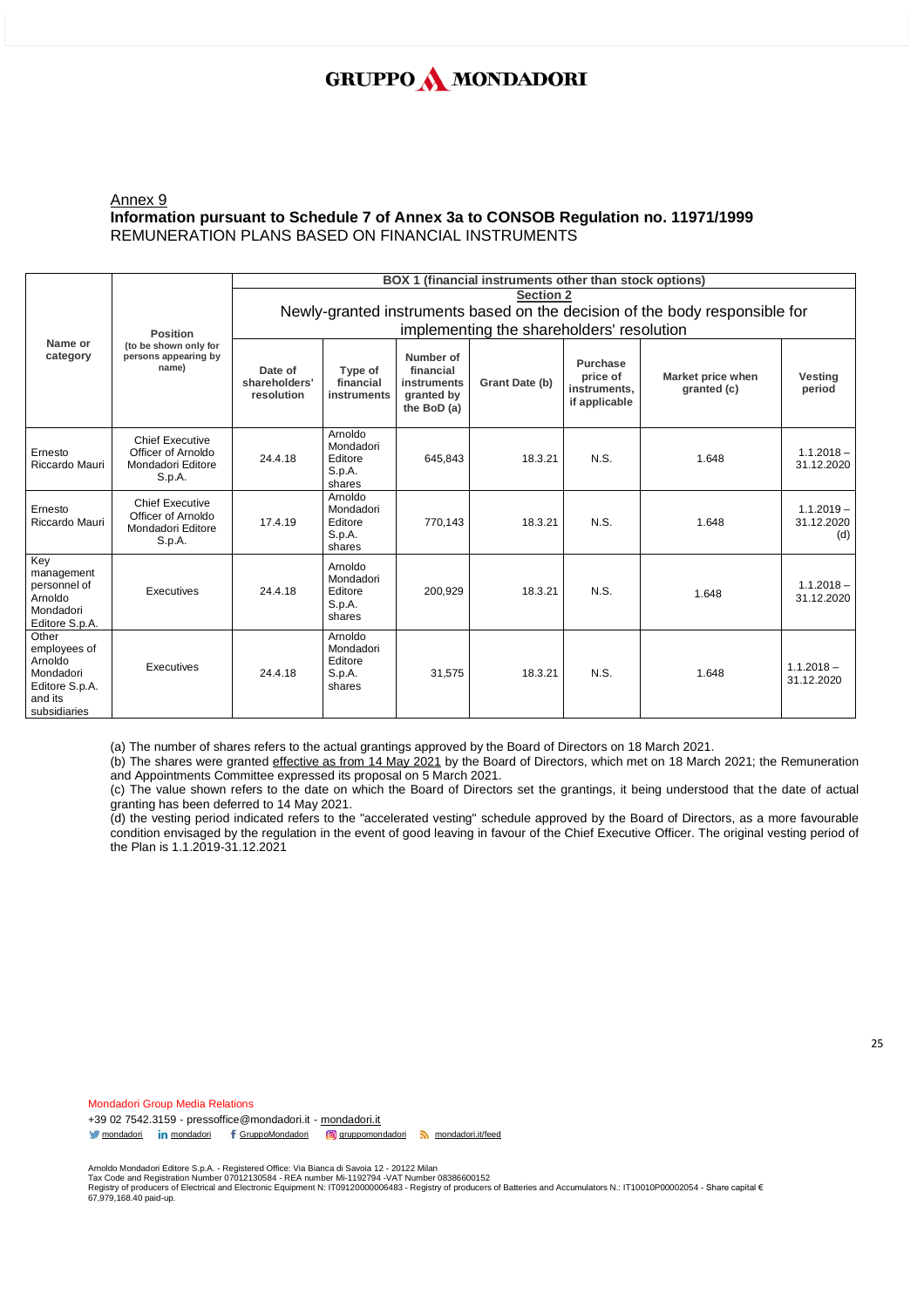Annex 9

**Information pursuant to Schedule 7 of Annex 3a to CONSOB Regulation no. 11971/1999**

REMUNERATION PLANS BASED ON FINANCIAL INSTRUMENTS

| Name or category | Position (to be shown only for persons appearing by name) | BOX 1 (financial instruments other than stock options) Section 2 Newly-granted instruments based on the decision of the body responsible for implementing the shareholders' resolution | | | | | | |
|---|---|---|---|---|---|---|---|---|
| | | Date of shareholders' resolution | Type of financial instruments | Number of financial instruments granted by the BoD (a) | Grant Date (b) | Purchase price of instruments, if applicable | Market price when granted (c) | Vesting period |
| Ernesto Riccardo Mauri | Chief Executive Officer of Arnoldo Mondadori Editore S.p.A. | 24.4.18 | Arnoldo Mondadori Editore S.p.A. shares | 645,843 | 18.3.21 | N.S. | 1.648 | 1.1.2018 – 31.12.2020 |
| Ernesto Riccardo Mauri | Chief Executive Officer of Arnoldo Mondadori Editore S.p.A. | 17.4.19 | Arnoldo Mondadori Editore S.p.A. shares | 770,143 | 18.3.21 | N.S. | 1.648 | 1.1.2019 – 31.12.2020 (d) |
| Key management personnel of Arnoldo Mondadori Editore S.p.A. | Executives | 24.4.18 | Arnoldo Mondadori Editore S.p.A. shares | 200,929 | 18.3.21 | N.S. | 1.648 | 1.1.2018 – 31.12.2020 |
| Other employees of Arnoldo Mondadori Editore S.p.A. and its subsidiaries | Executives | 24.4.18 | Arnoldo Mondadori Editore S.p.A. shares | 31,575 | 18.3.21 | N.S. | 1.648 | 1.1.2018 – 31.12.2020 |

(a) The number of shares refers to the actual grantings approved by the Board of Directors on 18 March 2021.

(b) The shares were granted effective as from 14 May 2021 by the Board of Directors, which met on 18 March 2021; the Remuneration and Appointments Committee expressed its proposal on 5 March 2021.

(c) The value shown refers to the date on which the Board of Directors set the grantings, it being understood that the date of actual granting has been deferred to 14 May 2021.

(d) the vesting period indicated refers to the "accelerated vesting" schedule approved by the Board of Directors, as a more favourable condition envisaged by the regulation in the event of good leaving in favour of the Chief Executive Officer. The original vesting period of the Plan is 1.1.2019-31.12.2021

Mondadori Group Media Relations

+39 02 7542.3159 - pressoffice@mondadori.it - mondadori.it

mondadori | mondadori | GruppoMondadori | gruppomondadori | mondadori.it/feed

Arnoldo Mondadori Editore S.p.A. - Registered Office: Via Bianca di Savoia 12 - 20122 Milan
Tax Code and Registration Number 07012130584 - REA number Mi-1192794 -VAT Number 08386600152
Registry of producers of Electrical and Electronic Equipment N: IT09120000006483 - Registry of producers of Batteries and Accumulators N.: IT10010P00002054 - Share capital € 67,979,168.40 paid-up.